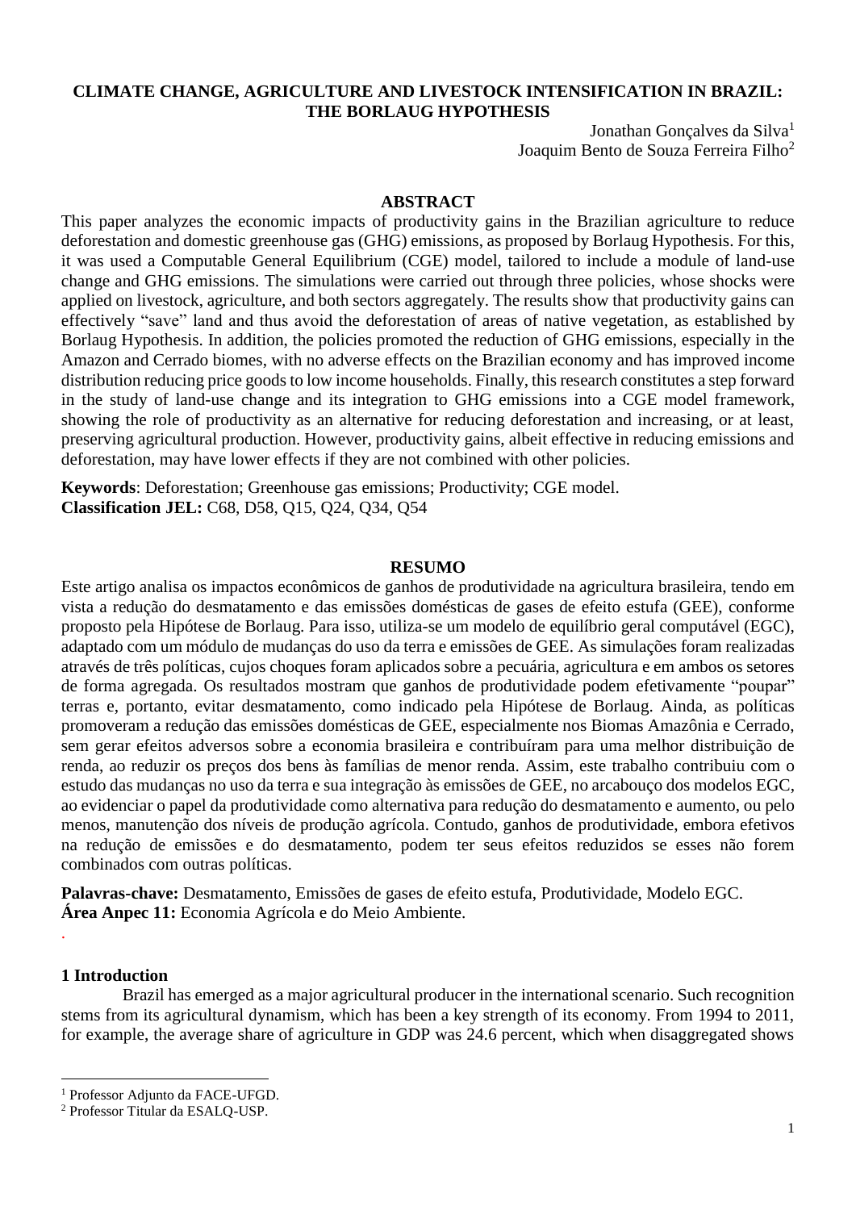# CLIMATE CHANGE, AGRICULTURE AND LIVESTOCK INTENSIFICATION IN BRAZIL: THE BORLAUG HYPOTHESIS

Jonathan Gonçalves da Silva[1]
Joaquim Bento de Souza Ferreira Filho[2]

## ABSTRACT

This paper analyzes the economic impacts of productivity gains in the Brazilian agriculture to reduce deforestation and domestic greenhouse gas (GHG) emissions, as proposed by Borlaug Hypothesis. For this, it was used a Computable General Equilibrium (CGE) model, tailored to include a module of land-use change and GHG emissions. The simulations were carried out through three policies, whose shocks were applied on livestock, agriculture, and both sectors aggregately. The results show that productivity gains can effectively "save" land and thus avoid the deforestation of areas of native vegetation, as established by Borlaug Hypothesis. In addition, the policies promoted the reduction of GHG emissions, especially in the Amazon and Cerrado biomes, with no adverse effects on the Brazilian economy and has improved income distribution reducing price goods to low income households. Finally, this research constitutes a step forward in the study of land-use change and its integration to GHG emissions into a CGE model framework, showing the role of productivity as an alternative for reducing deforestation and increasing, or at least, preserving agricultural production. However, productivity gains, albeit effective in reducing emissions and deforestation, may have lower effects if they are not combined with other policies.

**Keywords**: Deforestation; Greenhouse gas emissions; Productivity; CGE model.
**Classification JEL:** C68, D58, Q15, Q24, Q34, Q54

## RESUMO

Este artigo analisa os impactos econômicos de ganhos de produtividade na agricultura brasileira, tendo em vista a redução do desmatamento e das emissões domésticas de gases de efeito estufa (GEE), conforme proposto pela Hipótese de Borlaug. Para isso, utiliza-se um modelo de equilíbrio geral computável (EGC), adaptado com um módulo de mudanças do uso da terra e emissões de GEE. As simulações foram realizadas através de três políticas, cujos choques foram aplicados sobre a pecuária, agricultura e em ambos os setores de forma agregada. Os resultados mostram que ganhos de produtividade podem efetivamente "poupar" terras e, portanto, evitar desmatamento, como indicado pela Hipótese de Borlaug. Ainda, as políticas promoveram a redução das emissões domésticas de GEE, especialmente nos Biomas Amazônia e Cerrado, sem gerar efeitos adversos sobre a economia brasileira e contribuíram para uma melhor distribuição de renda, ao reduzir os preços dos bens às famílias de menor renda. Assim, este trabalho contribuiu com o estudo das mudanças no uso da terra e sua integração às emissões de GEE, no arcabouço dos modelos EGC, ao evidenciar o papel da produtividade como alternativa para redução do desmatamento e aumento, ou pelo menos, manutenção dos níveis de produção agrícola. Contudo, ganhos de produtividade, embora efetivos na redução de emissões e do desmatamento, podem ter seus efeitos reduzidos se esses não forem combinados com outras políticas.

**Palavras-chave:** Desmatamento, Emissões de gases de efeito estufa, Produtividade, Modelo EGC.
**Área Anpec 11:** Economia Agrícola e do Meio Ambiente.

## 1 Introduction

Brazil has emerged as a major agricultural producer in the international scenario. Such recognition stems from its agricultural dynamism, which has been a key strength of its economy. From 1994 to 2011, for example, the average share of agriculture in GDP was 24.6 percent, which when disaggregated shows

[1] Professor Adjunto da FACE-UFGD.
[2] Professor Titular da ESALQ-USP.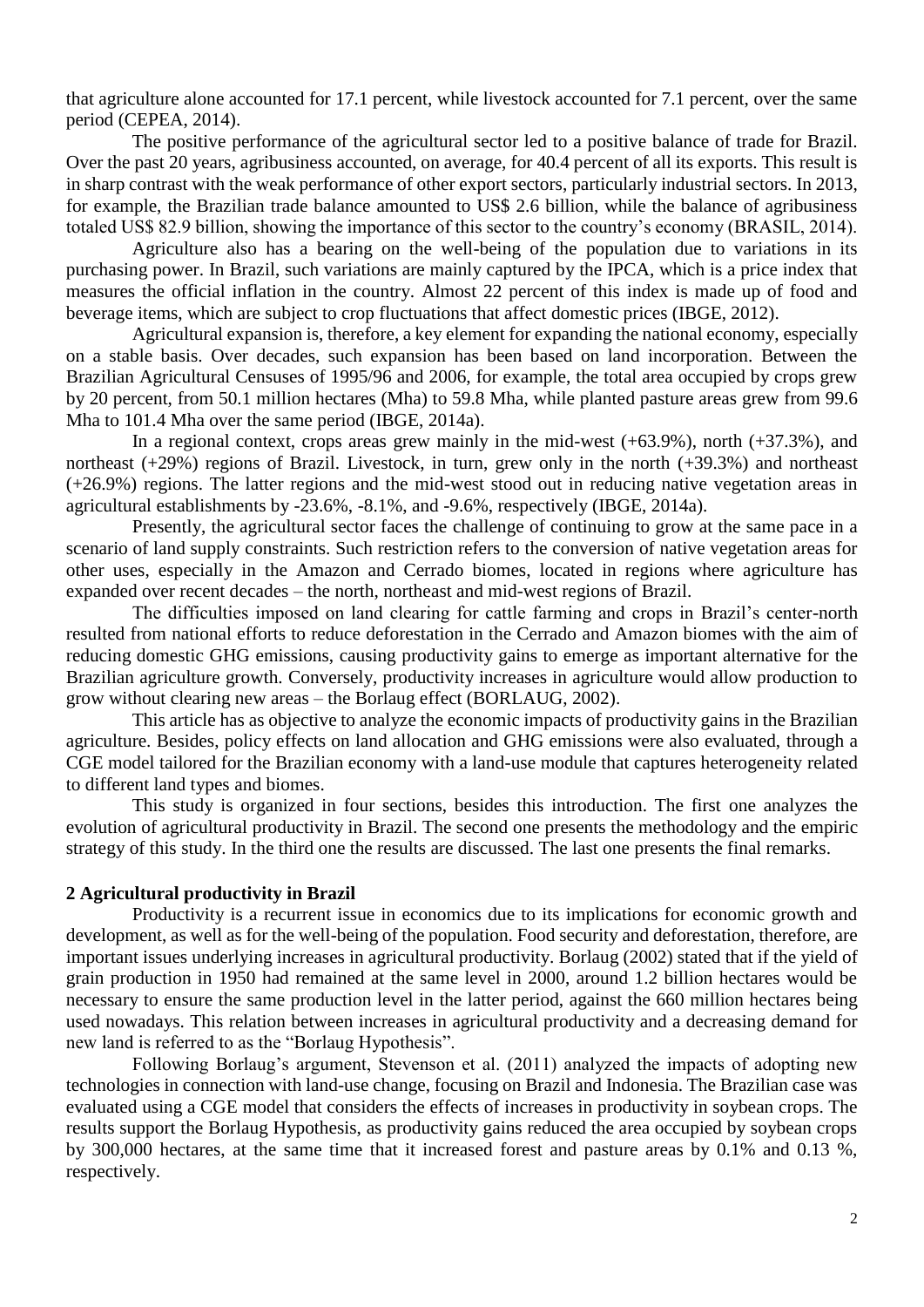that agriculture alone accounted for 17.1 percent, while livestock accounted for 7.1 percent, over the same period (CEPEA, 2014).

The positive performance of the agricultural sector led to a positive balance of trade for Brazil. Over the past 20 years, agribusiness accounted, on average, for 40.4 percent of all its exports. This result is in sharp contrast with the weak performance of other export sectors, particularly industrial sectors. In 2013, for example, the Brazilian trade balance amounted to US$ 2.6 billion, while the balance of agribusiness totaled US$ 82.9 billion, showing the importance of this sector to the country's economy (BRASIL, 2014).

Agriculture also has a bearing on the well-being of the population due to variations in its purchasing power. In Brazil, such variations are mainly captured by the IPCA, which is a price index that measures the official inflation in the country. Almost 22 percent of this index is made up of food and beverage items, which are subject to crop fluctuations that affect domestic prices (IBGE, 2012).

Agricultural expansion is, therefore, a key element for expanding the national economy, especially on a stable basis. Over decades, such expansion has been based on land incorporation. Between the Brazilian Agricultural Censuses of 1995/96 and 2006, for example, the total area occupied by crops grew by 20 percent, from 50.1 million hectares (Mha) to 59.8 Mha, while planted pasture areas grew from 99.6 Mha to 101.4 Mha over the same period (IBGE, 2014a).

In a regional context, crops areas grew mainly in the mid-west (+63.9%), north (+37.3%), and northeast (+29%) regions of Brazil. Livestock, in turn, grew only in the north (+39.3%) and northeast (+26.9%) regions. The latter regions and the mid-west stood out in reducing native vegetation areas in agricultural establishments by -23.6%, -8.1%, and -9.6%, respectively (IBGE, 2014a).

Presently, the agricultural sector faces the challenge of continuing to grow at the same pace in a scenario of land supply constraints. Such restriction refers to the conversion of native vegetation areas for other uses, especially in the Amazon and Cerrado biomes, located in regions where agriculture has expanded over recent decades – the north, northeast and mid-west regions of Brazil.

The difficulties imposed on land clearing for cattle farming and crops in Brazil's center-north resulted from national efforts to reduce deforestation in the Cerrado and Amazon biomes with the aim of reducing domestic GHG emissions, causing productivity gains to emerge as important alternative for the Brazilian agriculture growth. Conversely, productivity increases in agriculture would allow production to grow without clearing new areas – the Borlaug effect (BORLAUG, 2002).

This article has as objective to analyze the economic impacts of productivity gains in the Brazilian agriculture. Besides, policy effects on land allocation and GHG emissions were also evaluated, through a CGE model tailored for the Brazilian economy with a land-use module that captures heterogeneity related to different land types and biomes.

This study is organized in four sections, besides this introduction. The first one analyzes the evolution of agricultural productivity in Brazil. The second one presents the methodology and the empiric strategy of this study. In the third one the results are discussed. The last one presents the final remarks.

## 2 Agricultural productivity in Brazil

Productivity is a recurrent issue in economics due to its implications for economic growth and development, as well as for the well-being of the population. Food security and deforestation, therefore, are important issues underlying increases in agricultural productivity. Borlaug (2002) stated that if the yield of grain production in 1950 had remained at the same level in 2000, around 1.2 billion hectares would be necessary to ensure the same production level in the latter period, against the 660 million hectares being used nowadays. This relation between increases in agricultural productivity and a decreasing demand for new land is referred to as the "Borlaug Hypothesis".

Following Borlaug's argument, Stevenson et al. (2011) analyzed the impacts of adopting new technologies in connection with land-use change, focusing on Brazil and Indonesia. The Brazilian case was evaluated using a CGE model that considers the effects of increases in productivity in soybean crops. The results support the Borlaug Hypothesis, as productivity gains reduced the area occupied by soybean crops by 300,000 hectares, at the same time that it increased forest and pasture areas by 0.1% and 0.13 %, respectively.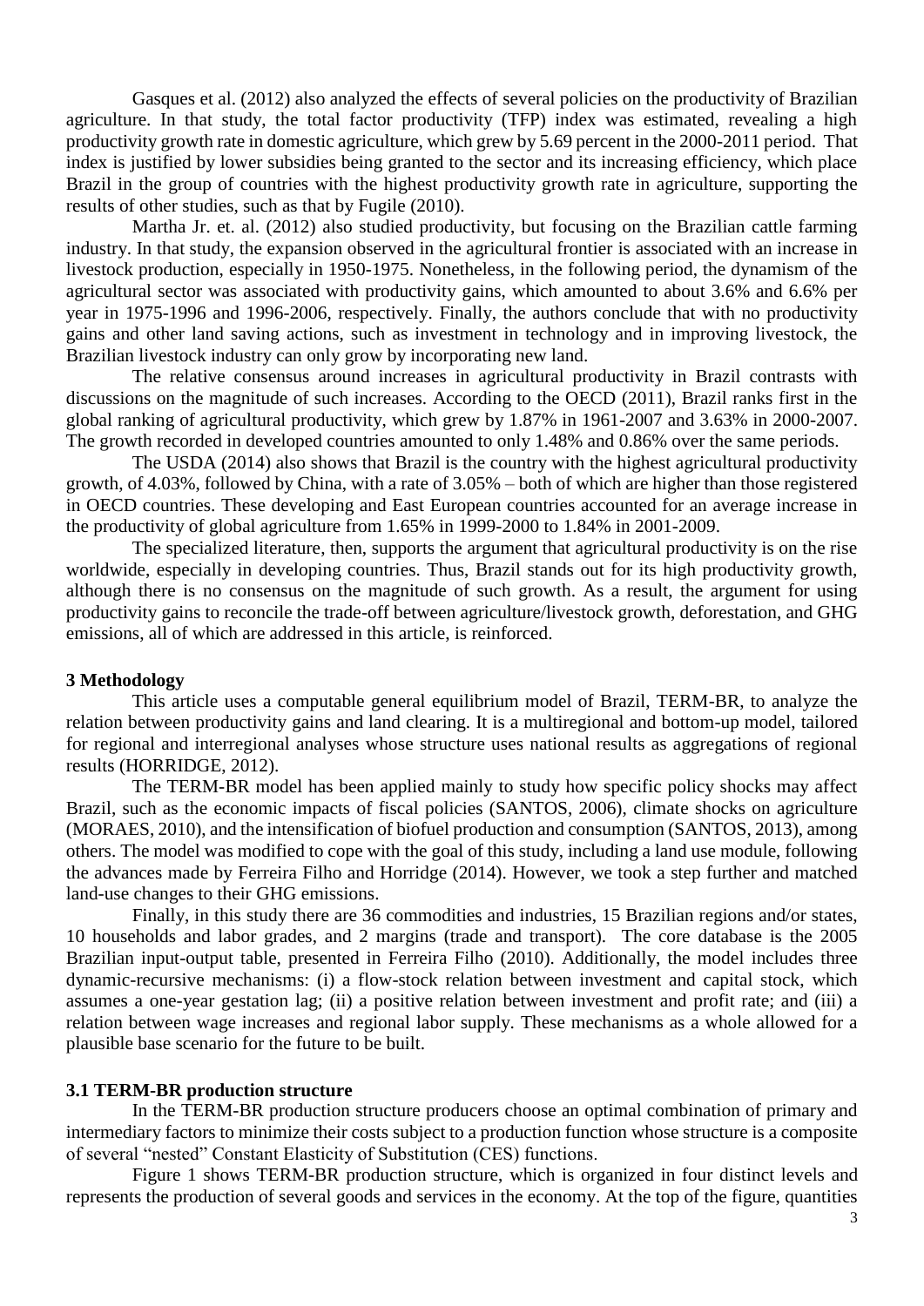Gasques et al. (2012) also analyzed the effects of several policies on the productivity of Brazilian agriculture. In that study, the total factor productivity (TFP) index was estimated, revealing a high productivity growth rate in domestic agriculture, which grew by 5.69 percent in the 2000-2011 period. That index is justified by lower subsidies being granted to the sector and its increasing efficiency, which place Brazil in the group of countries with the highest productivity growth rate in agriculture, supporting the results of other studies, such as that by Fugile (2010).

Martha Jr. et. al. (2012) also studied productivity, but focusing on the Brazilian cattle farming industry. In that study, the expansion observed in the agricultural frontier is associated with an increase in livestock production, especially in 1950-1975. Nonetheless, in the following period, the dynamism of the agricultural sector was associated with productivity gains, which amounted to about 3.6% and 6.6% per year in 1975-1996 and 1996-2006, respectively. Finally, the authors conclude that with no productivity gains and other land saving actions, such as investment in technology and in improving livestock, the Brazilian livestock industry can only grow by incorporating new land.

The relative consensus around increases in agricultural productivity in Brazil contrasts with discussions on the magnitude of such increases. According to the OECD (2011), Brazil ranks first in the global ranking of agricultural productivity, which grew by 1.87% in 1961-2007 and 3.63% in 2000-2007. The growth recorded in developed countries amounted to only 1.48% and 0.86% over the same periods.

The USDA (2014) also shows that Brazil is the country with the highest agricultural productivity growth, of 4.03%, followed by China, with a rate of 3.05% – both of which are higher than those registered in OECD countries. These developing and East European countries accounted for an average increase in the productivity of global agriculture from 1.65% in 1999-2000 to 1.84% in 2001-2009.

The specialized literature, then, supports the argument that agricultural productivity is on the rise worldwide, especially in developing countries. Thus, Brazil stands out for its high productivity growth, although there is no consensus on the magnitude of such growth. As a result, the argument for using productivity gains to reconcile the trade-off between agriculture/livestock growth, deforestation, and GHG emissions, all of which are addressed in this article, is reinforced.

## 3 Methodology

This article uses a computable general equilibrium model of Brazil, TERM-BR, to analyze the relation between productivity gains and land clearing. It is a multiregional and bottom-up model, tailored for regional and interregional analyses whose structure uses national results as aggregations of regional results (HORRIDGE, 2012).

The TERM-BR model has been applied mainly to study how specific policy shocks may affect Brazil, such as the economic impacts of fiscal policies (SANTOS, 2006), climate shocks on agriculture (MORAES, 2010), and the intensification of biofuel production and consumption (SANTOS, 2013), among others. The model was modified to cope with the goal of this study, including a land use module, following the advances made by Ferreira Filho and Horridge (2014). However, we took a step further and matched land-use changes to their GHG emissions.

Finally, in this study there are 36 commodities and industries, 15 Brazilian regions and/or states, 10 households and labor grades, and 2 margins (trade and transport). The core database is the 2005 Brazilian input-output table, presented in Ferreira Filho (2010). Additionally, the model includes three dynamic-recursive mechanisms: (i) a flow-stock relation between investment and capital stock, which assumes a one-year gestation lag; (ii) a positive relation between investment and profit rate; and (iii) a relation between wage increases and regional labor supply. These mechanisms as a whole allowed for a plausible base scenario for the future to be built.

### 3.1 TERM-BR production structure

In the TERM-BR production structure producers choose an optimal combination of primary and intermediary factors to minimize their costs subject to a production function whose structure is a composite of several "nested" Constant Elasticity of Substitution (CES) functions.

Figure 1 shows TERM-BR production structure, which is organized in four distinct levels and represents the production of several goods and services in the economy. At the top of the figure, quantities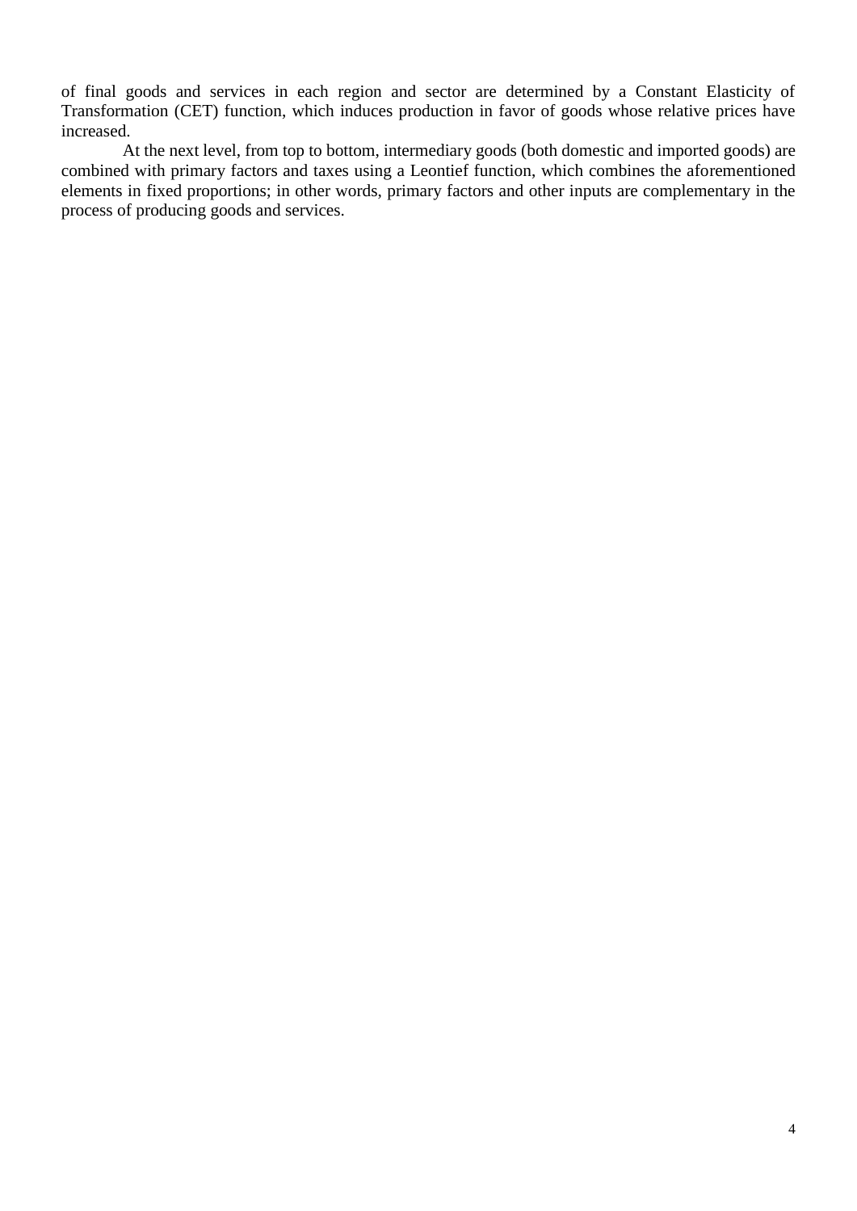of final goods and services in each region and sector are determined by a Constant Elasticity of Transformation (CET) function, which induces production in favor of goods whose relative prices have increased.

At the next level, from top to bottom, intermediary goods (both domestic and imported goods) are combined with primary factors and taxes using a Leontief function, which combines the aforementioned elements in fixed proportions; in other words, primary factors and other inputs are complementary in the process of producing goods and services.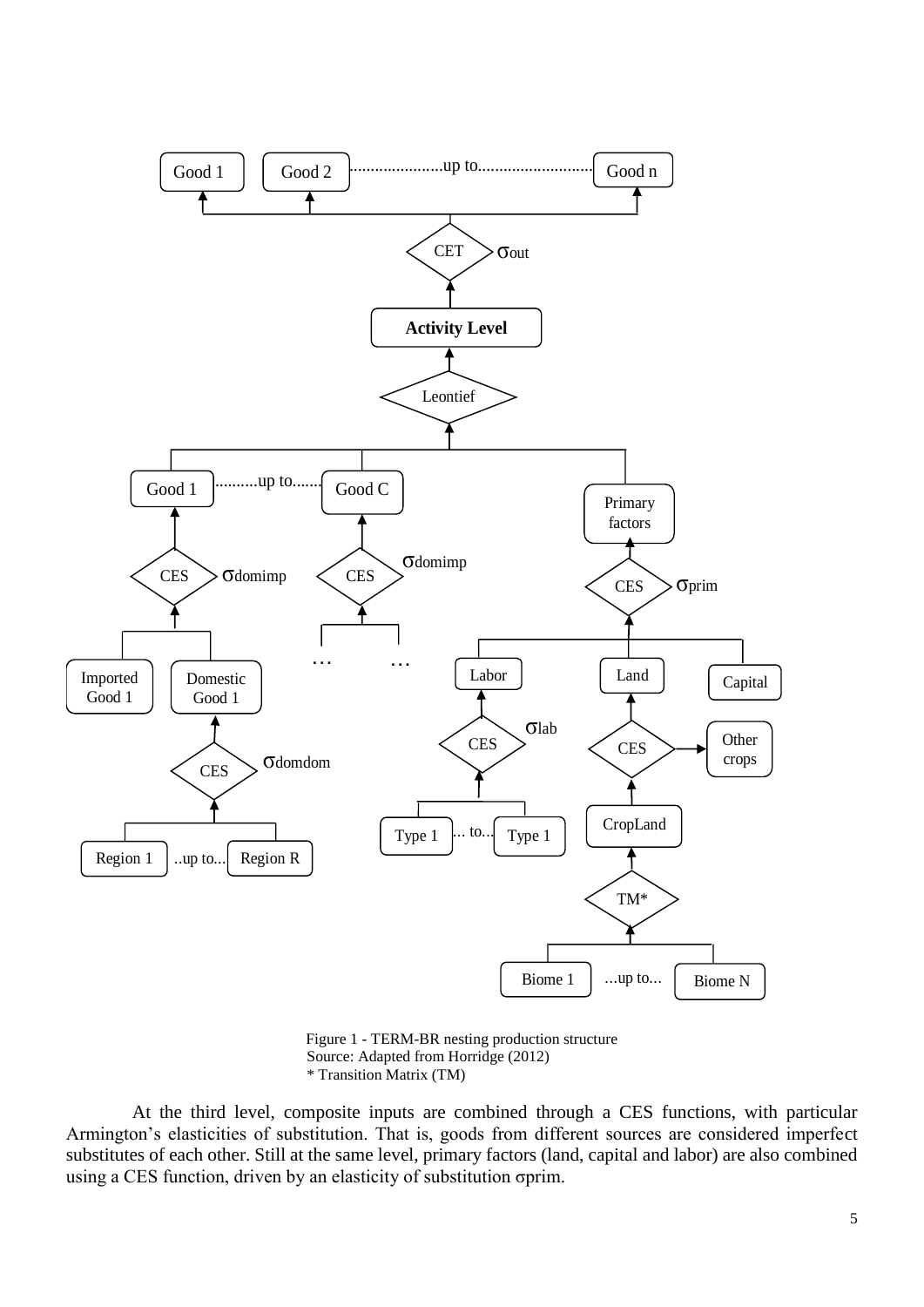Figure 1 - TERM-BR nesting production structure
Source: Adapted from Horridge (2012)
* Transition Matrix (TM)

At the third level, composite inputs are combined through a CES functions, with particular Armington's elasticities of substitution. That is, goods from different sources are considered imperfect substitutes of each other. Still at the same level, primary factors (land, capital and labor) are also combined using a CES function, driven by an elasticity of substitution $\sigma$prim.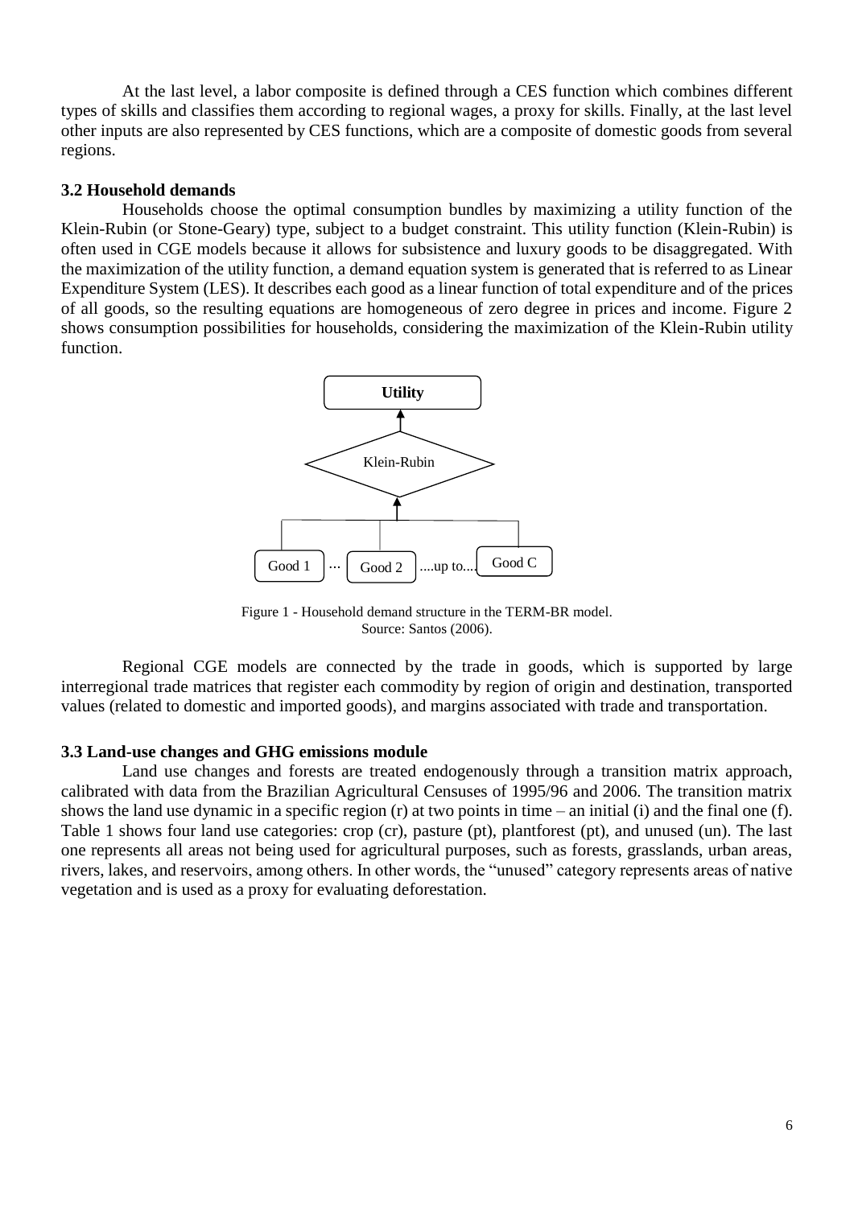At the last level, a labor composite is defined through a CES function which combines different types of skills and classifies them according to regional wages, a proxy for skills. Finally, at the last level other inputs are also represented by CES functions, which are a composite of domestic goods from several regions.

### 3.2 Household demands

Households choose the optimal consumption bundles by maximizing a utility function of the Klein-Rubin (or Stone-Geary) type, subject to a budget constraint. This utility function (Klein-Rubin) is often used in CGE models because it allows for subsistence and luxury goods to be disaggregated. With the maximization of the utility function, a demand equation system is generated that is referred to as Linear Expenditure System (LES). It describes each good as a linear function of total expenditure and of the prices of all goods, so the resulting equations are homogeneous of zero degree in prices and income. Figure 2 shows consumption possibilities for households, considering the maximization of the Klein-Rubin utility function.

Utility

Klein-Rubin

Good 1 ... Good 2 ....up to.... Good C

Figure 1 - Household demand structure in the TERM-BR model.
Source: Santos (2006).

Regional CGE models are connected by the trade in goods, which is supported by large interregional trade matrices that register each commodity by region of origin and destination, transported values (related to domestic and imported goods), and margins associated with trade and transportation.

### 3.3 Land-use changes and GHG emissions module

Land use changes and forests are treated endogenously through a transition matrix approach, calibrated with data from the Brazilian Agricultural Censuses of 1995/96 and 2006. The transition matrix shows the land use dynamic in a specific region (r) at two points in time – an initial (i) and the final one (f). Table 1 shows four land use categories: crop (cr), pasture (pt), plantforest (pt), and unused (un). The last one represents all areas not being used for agricultural purposes, such as forests, grasslands, urban areas, rivers, lakes, and reservoirs, among others. In other words, the "unused" category represents areas of native vegetation and is used as a proxy for evaluating deforestation.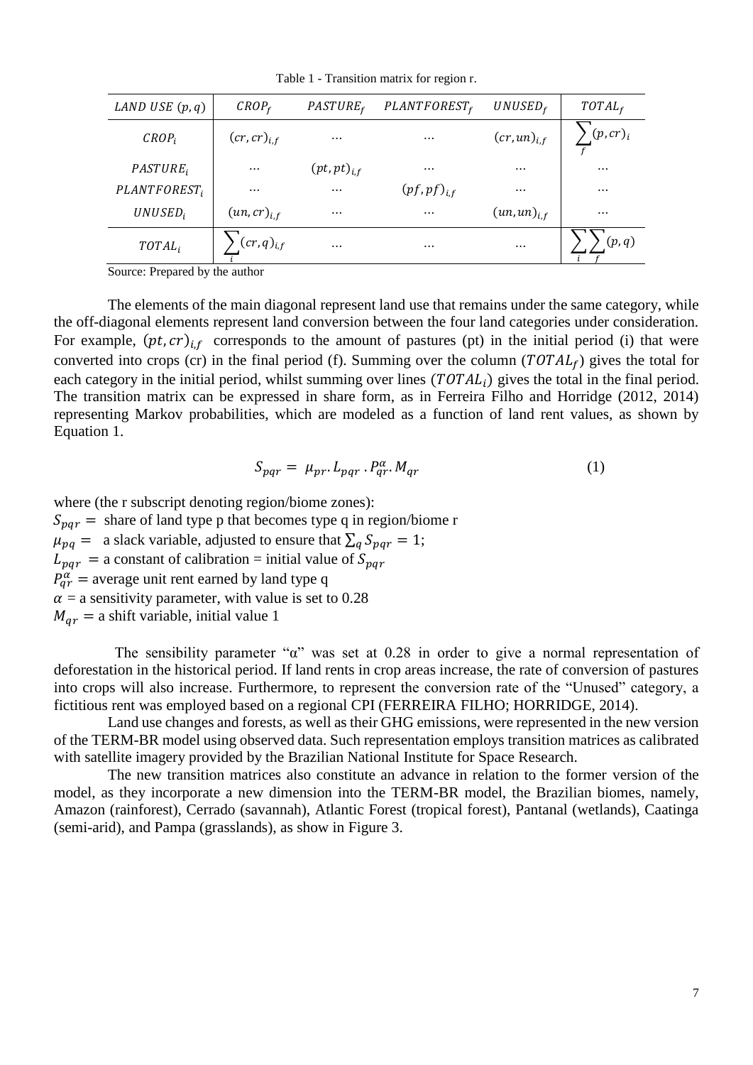Table 1 - Transition matrix for region r.

| $LAND\ USE\ (p,q)$ | $CROP_f$ | $PASTURE_f$ | $PLANTFOREST_f$ | $UNUSED_f$ | $TOTAL_f$ |
|---|---|---|---|---|---|
| $CROP_i$ | $(cr,cr)_{i,f}$ | … | … | $(cr,un)_{i,f}$ | $\sum_f (p,cr)_i$ |
| $PASTURE_i$ | … | $(pt,pt)_{i,f}$ | … | … | … |
| $PLANTFOREST_i$ | … | … | $(pf,pf)_{i,f}$ | … | … |
| $UNUSED_i$ | $(un,cr)_{i,f}$ | … | … | $(un,un)_{i,f}$ | … |
| $TOTAL_i$ | $\sum_i (cr,q)_{i,f}$ | … | … | … | $\sum_i \sum_f (p,q)$ |

Source: Prepared by the author

The elements of the main diagonal represent land use that remains under the same category, while the off-diagonal elements represent land conversion between the four land categories under consideration. For example, $(pt,cr)_{i,f}$ corresponds to the amount of pastures (pt) in the initial period (i) that were converted into crops (cr) in the final period (f). Summing over the column ($TOTAL_f$) gives the total for each category in the initial period, whilst summing over lines ($TOTAL_i$) gives the total in the final period. The transition matrix can be expressed in share form, as in Ferreira Filho and Horridge (2012, 2014) representing Markov probabilities, which are modeled as a function of land rent values, as shown by Equation 1.

$$S_{pqr} = \mu_{pr}.L_{pqr}.P_{qr}^{\alpha}.M_{qr} \tag{1}$$

where (the r subscript denoting region/biome zones):
$S_{pqr} =$ share of land type p that becomes type q in region/biome r
$\mu_{pq} =$ a slack variable, adjusted to ensure that $\sum_q S_{pqr} = 1$;
$L_{pqr} =$ a constant of calibration = initial value of $S_{pqr}$
$P_{qr}^{\alpha} =$ average unit rent earned by land type q
$\alpha$ = a sensitivity parameter, with value is set to 0.28
$M_{qr} =$ a shift variable, initial value 1

The sensibility parameter "α" was set at 0.28 in order to give a normal representation of deforestation in the historical period. If land rents in crop areas increase, the rate of conversion of pastures into crops will also increase. Furthermore, to represent the conversion rate of the "Unused" category, a fictitious rent was employed based on a regional CPI (FERREIRA FILHO; HORRIDGE, 2014).

Land use changes and forests, as well as their GHG emissions, were represented in the new version of the TERM-BR model using observed data. Such representation employs transition matrices as calibrated with satellite imagery provided by the Brazilian National Institute for Space Research.

The new transition matrices also constitute an advance in relation to the former version of the model, as they incorporate a new dimension into the TERM-BR model, the Brazilian biomes, namely, Amazon (rainforest), Cerrado (savannah), Atlantic Forest (tropical forest), Pantanal (wetlands), Caatinga (semi-arid), and Pampa (grasslands), as show in Figure 3.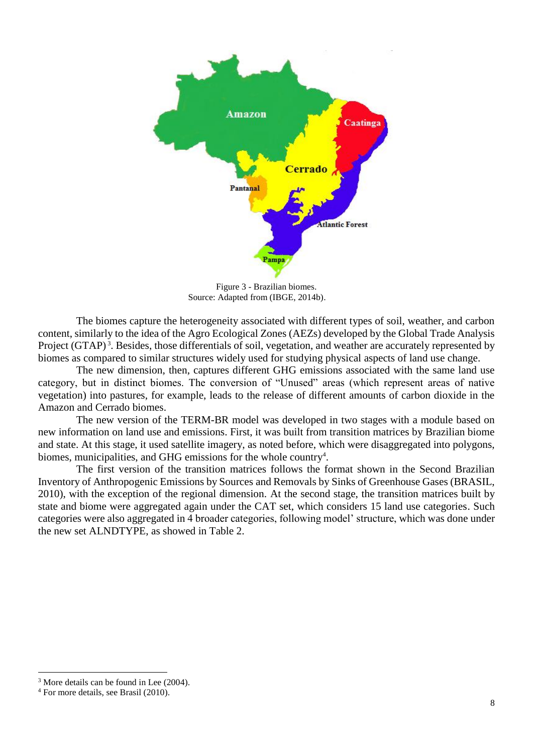Figure 3 - Brazilian biomes.
Source: Adapted from (IBGE, 2014b).

The biomes capture the heterogeneity associated with different types of soil, weather, and carbon content, similarly to the idea of the Agro Ecological Zones (AEZs) developed by the Global Trade Analysis Project (GTAP)[3]. Besides, those differentials of soil, vegetation, and weather are accurately represented by biomes as compared to similar structures widely used for studying physical aspects of land use change.

The new dimension, then, captures different GHG emissions associated with the same land use category, but in distinct biomes. The conversion of "Unused" areas (which represent areas of native vegetation) into pastures, for example, leads to the release of different amounts of carbon dioxide in the Amazon and Cerrado biomes.

The new version of the TERM-BR model was developed in two stages with a module based on new information on land use and emissions. First, it was built from transition matrices by Brazilian biome and state. At this stage, it used satellite imagery, as noted before, which were disaggregated into polygons, biomes, municipalities, and GHG emissions for the whole country[4].

The first version of the transition matrices follows the format shown in the Second Brazilian Inventory of Anthropogenic Emissions by Sources and Removals by Sinks of Greenhouse Gases (BRASIL, 2010), with the exception of the regional dimension. At the second stage, the transition matrices built by state and biome were aggregated again under the CAT set, which considers 15 land use categories. Such categories were also aggregated in 4 broader categories, following model' structure, which was done under the new set ALNDTYPE, as showed in Table 2.

[3] More details can be found in Lee (2004).

[4] For more details, see Brasil (2010).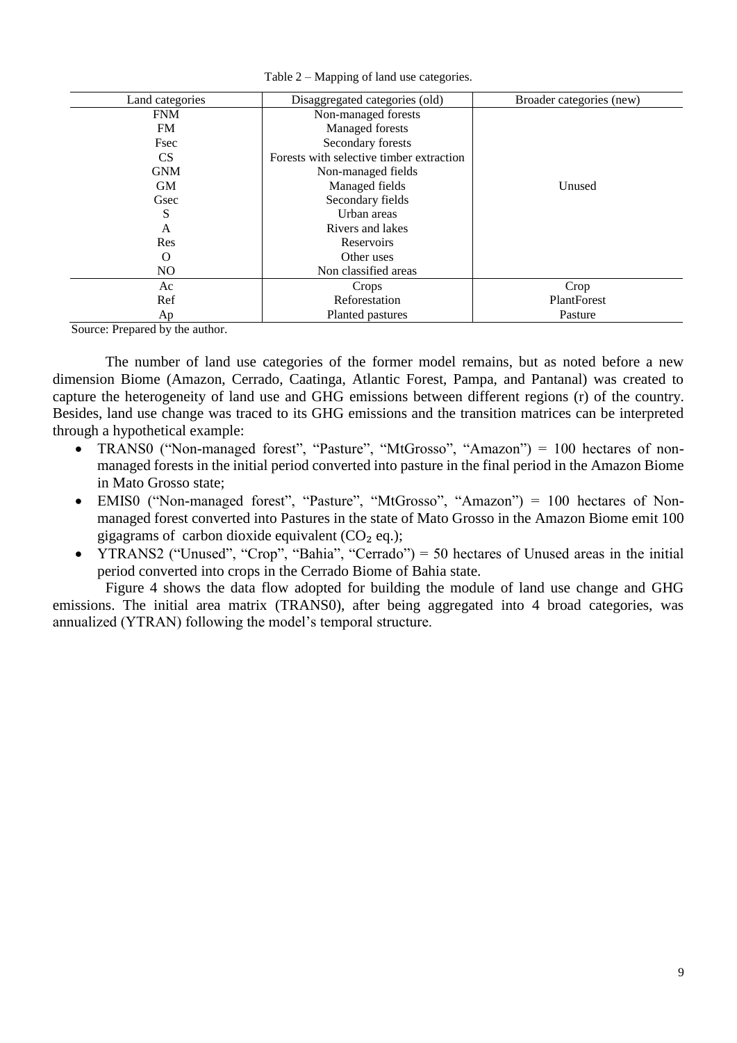Table 2 – Mapping of land use categories.

| Land categories | Disaggregated categories (old) | Broader categories (new) |
|---|---|---|
| FNM | Non-managed forests | |
| FM | Managed forests | |
| Fsec | Secondary forests | |
| CS | Forests with selective timber extraction | |
| GNM | Non-managed fields | |
| GM | Managed fields | Unused |
| Gsec | Secondary fields | |
| S | Urban areas | |
| A | Rivers and lakes | |
| Res | Reservoirs | |
| O | Other uses | |
| NO | Non classified areas | |
| Ac | Crops | Crop |
| Ref | Reforestation | PlantForest |
| Ap | Planted pastures | Pasture |

Source: Prepared by the author.

The number of land use categories of the former model remains, but as noted before a new dimension Biome (Amazon, Cerrado, Caatinga, Atlantic Forest, Pampa, and Pantanal) was created to capture the heterogeneity of land use and GHG emissions between different regions (r) of the country. Besides, land use change was traced to its GHG emissions and the transition matrices can be interpreted through a hypothetical example:

- TRANS0 ("Non-managed forest", "Pasture", "MtGrosso", "Amazon") = 100 hectares of non-managed forests in the initial period converted into pasture in the final period in the Amazon Biome in Mato Grosso state;
- EMIS0 ("Non-managed forest", "Pasture", "MtGrosso", "Amazon") = 100 hectares of Non-managed forest converted into Pastures in the state of Mato Grosso in the Amazon Biome emit 100 gigagrams of carbon dioxide equivalent ($CO_2$ eq.);
- YTRANS2 ("Unused", "Crop", "Bahia", "Cerrado") = 50 hectares of Unused areas in the initial period converted into crops in the Cerrado Biome of Bahia state.

Figure 4 shows the data flow adopted for building the module of land use change and GHG emissions. The initial area matrix (TRANS0), after being aggregated into 4 broad categories, was annualized (YTRAN) following the model's temporal structure.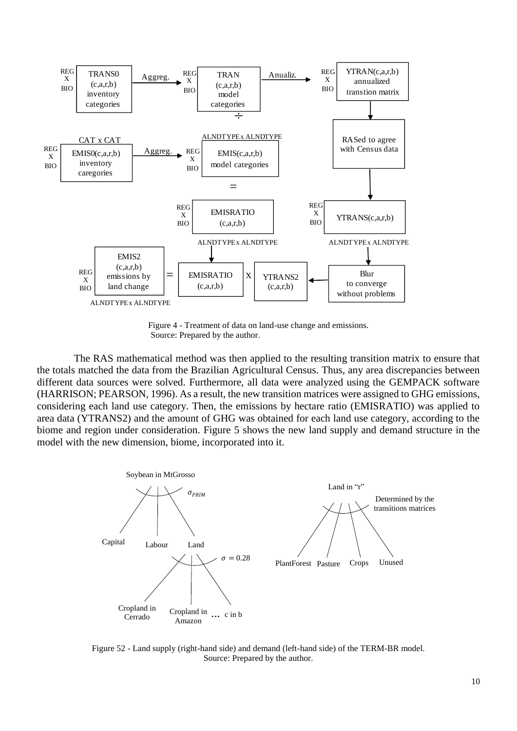Figure 4 - Treatment of data on land-use change and emissions.
Source: Prepared by the author.

The RAS mathematical method was then applied to the resulting transition matrix to ensure that the totals matched the data from the Brazilian Agricultural Census. Thus, any area discrepancies between different data sources were solved. Furthermore, all data were analyzed using the GEMPACK software (HARRISON; PEARSON, 1996). As a result, the new transition matrices were assigned to GHG emissions, considering each land use category. Then, the emissions by hectare ratio (EMISRATIO) was applied to area data (YTRANS2) and the amount of GHG was obtained for each land use category, according to the biome and region under consideration. Figure 5 shows the new land supply and demand structure in the model with the new dimension, biome, incorporated into it.

Figure 52 - Land supply (right-hand side) and demand (left-hand side) of the TERM-BR model.
Source: Prepared by the author.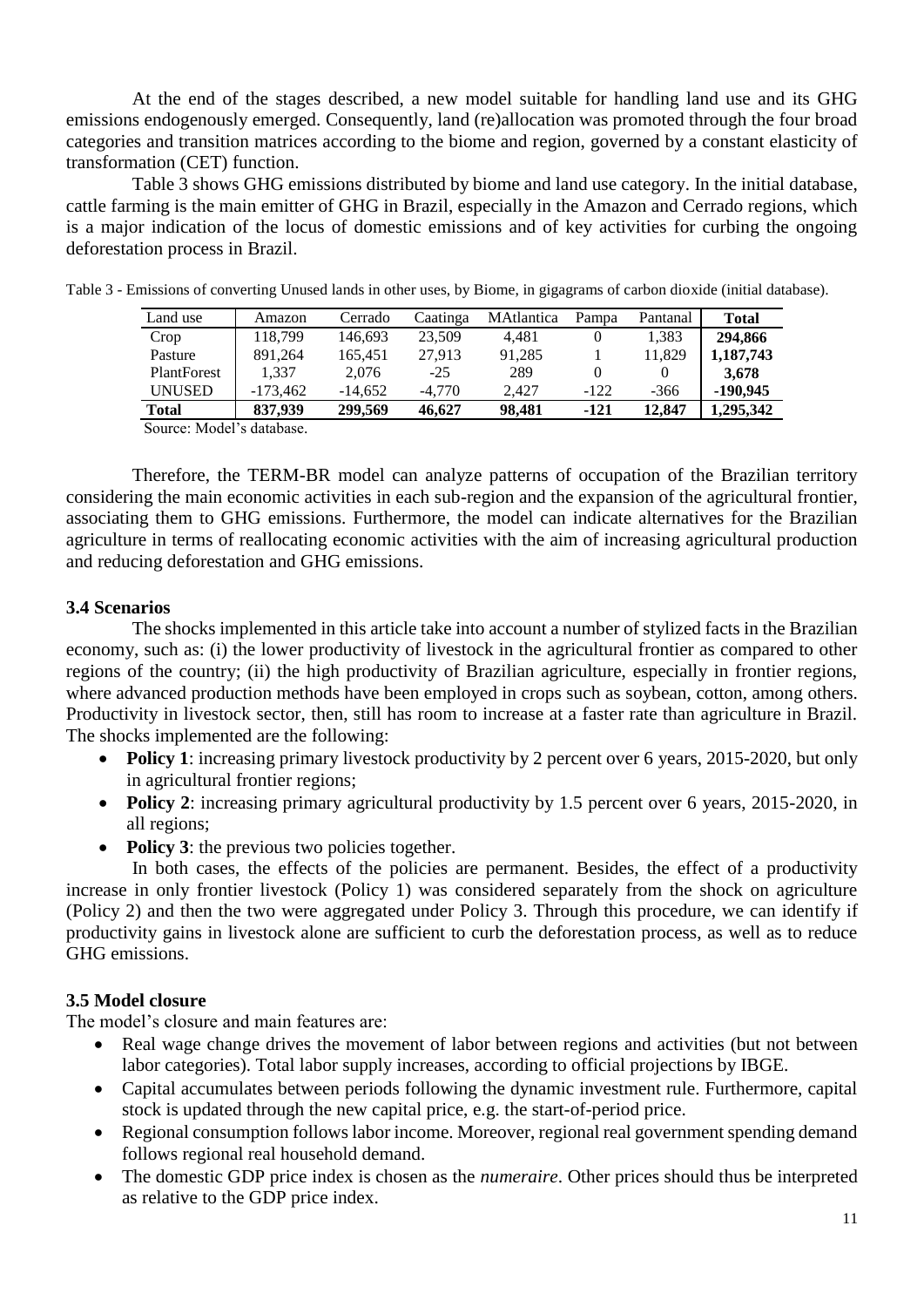At the end of the stages described, a new model suitable for handling land use and its GHG emissions endogenously emerged. Consequently, land (re)allocation was promoted through the four broad categories and transition matrices according to the biome and region, governed by a constant elasticity of transformation (CET) function.

Table 3 shows GHG emissions distributed by biome and land use category. In the initial database, cattle farming is the main emitter of GHG in Brazil, especially in the Amazon and Cerrado regions, which is a major indication of the locus of domestic emissions and of key activities for curbing the ongoing deforestation process in Brazil.

Table 3 - Emissions of converting Unused lands in other uses, by Biome, in gigagrams of carbon dioxide (initial database).

| Land use | Amazon | Cerrado | Caatinga | MAtlantica | Pampa | Pantanal | **Total** |
|---|---|---|---|---|---|---|---|
| Crop | 118,799 | 146,693 | 23,509 | 4,481 | 0 | 1,383 | **294,866** |
| Pasture | 891,264 | 165,451 | 27,913 | 91,285 | 1 | 11,829 | **1,187,743** |
| PlantForest | 1,337 | 2,076 | -25 | 289 | 0 | 0 | **3,678** |
| UNUSED | -173,462 | -14,652 | -4,770 | 2,427 | -122 | -366 | **-190,945** |
| **Total** | **837,939** | **299,569** | **46,627** | **98,481** | **-121** | **12,847** | **1,295,342** |

Source: Model's database.

Therefore, the TERM-BR model can analyze patterns of occupation of the Brazilian territory considering the main economic activities in each sub-region and the expansion of the agricultural frontier, associating them to GHG emissions. Furthermore, the model can indicate alternatives for the Brazilian agriculture in terms of reallocating economic activities with the aim of increasing agricultural production and reducing deforestation and GHG emissions.

### 3.4 Scenarios

The shocks implemented in this article take into account a number of stylized facts in the Brazilian economy, such as: (i) the lower productivity of livestock in the agricultural frontier as compared to other regions of the country; (ii) the high productivity of Brazilian agriculture, especially in frontier regions, where advanced production methods have been employed in crops such as soybean, cotton, among others. Productivity in livestock sector, then, still has room to increase at a faster rate than agriculture in Brazil. The shocks implemented are the following:

- **Policy 1**: increasing primary livestock productivity by 2 percent over 6 years, 2015-2020, but only in agricultural frontier regions;
- **Policy 2**: increasing primary agricultural productivity by 1.5 percent over 6 years, 2015-2020, in all regions;
- **Policy 3**: the previous two policies together.

In both cases, the effects of the policies are permanent. Besides, the effect of a productivity increase in only frontier livestock (Policy 1) was considered separately from the shock on agriculture (Policy 2) and then the two were aggregated under Policy 3. Through this procedure, we can identify if productivity gains in livestock alone are sufficient to curb the deforestation process, as well as to reduce GHG emissions.

### 3.5 Model closure

The model's closure and main features are:

- Real wage change drives the movement of labor between regions and activities (but not between labor categories). Total labor supply increases, according to official projections by IBGE.
- Capital accumulates between periods following the dynamic investment rule. Furthermore, capital stock is updated through the new capital price, e.g. the start-of-period price.
- Regional consumption follows labor income. Moreover, regional real government spending demand follows regional real household demand.
- The domestic GDP price index is chosen as the *numeraire*. Other prices should thus be interpreted as relative to the GDP price index.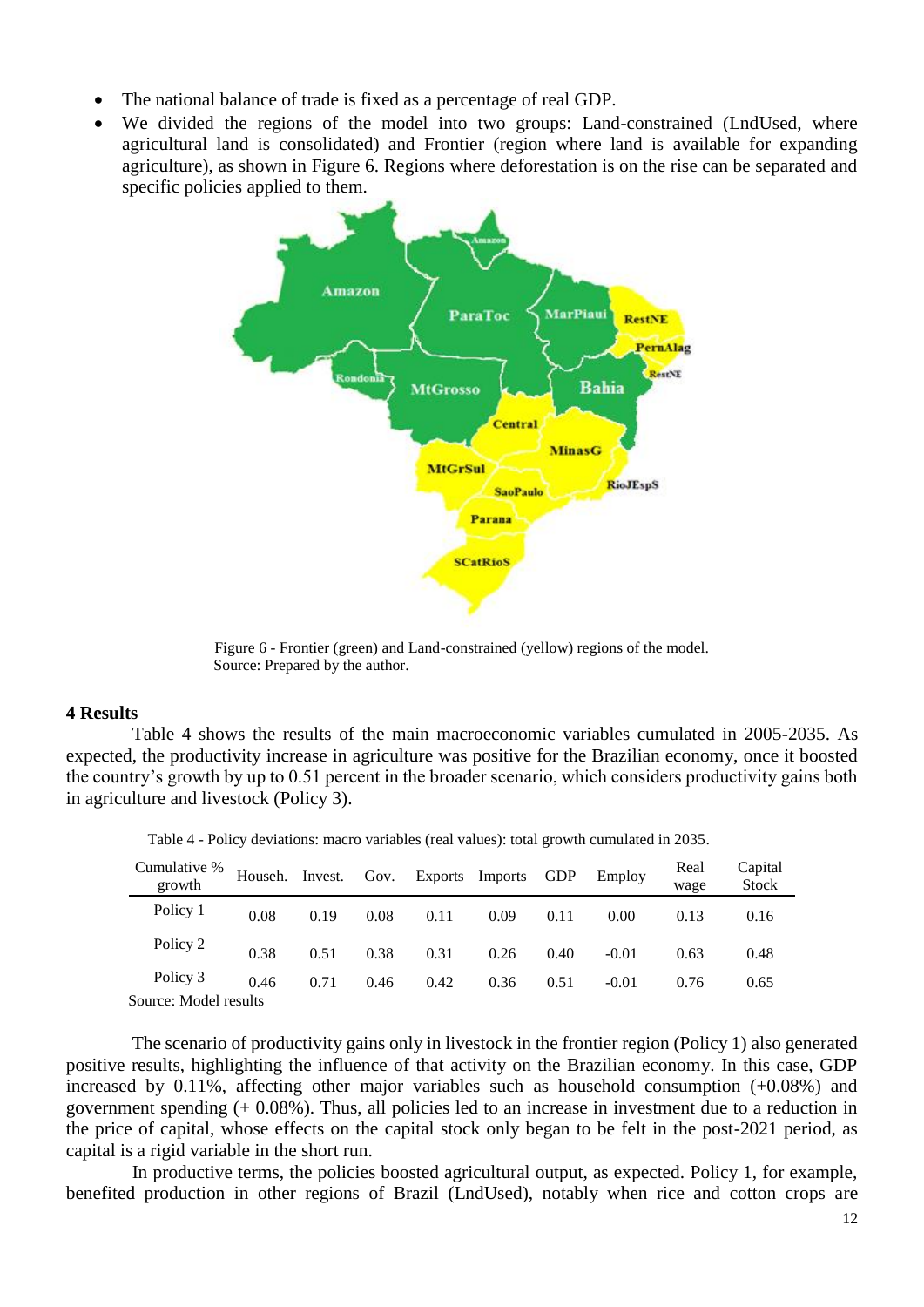- The national balance of trade is fixed as a percentage of real GDP.
- We divided the regions of the model into two groups: Land-constrained (LndUsed, where agricultural land is consolidated) and Frontier (region where land is available for expanding agriculture), as shown in Figure 6. Regions where deforestation is on the rise can be separated and specific policies applied to them.

Figure 6 - Frontier (green) and Land-constrained (yellow) regions of the model.
Source: Prepared by the author.

## 4 Results

Table 4 shows the results of the main macroeconomic variables cumulated in 2005-2035. As expected, the productivity increase in agriculture was positive for the Brazilian economy, once it boosted the country's growth by up to 0.51 percent in the broader scenario, which considers productivity gains both in agriculture and livestock (Policy 3).

Table 4 - Policy deviations: macro variables (real values): total growth cumulated in 2035.

| Cumulative % growth | Househ. | Invest. | Gov. | Exports | Imports | GDP | Employ | Real wage | Capital Stock |
|---|---|---|---|---|---|---|---|---|---|
| Policy 1 | 0.08 | 0.19 | 0.08 | 0.11 | 0.09 | 0.11 | 0.00 | 0.13 | 0.16 |
| Policy 2 | 0.38 | 0.51 | 0.38 | 0.31 | 0.26 | 0.40 | -0.01 | 0.63 | 0.48 |
| Policy 3 | 0.46 | 0.71 | 0.46 | 0.42 | 0.36 | 0.51 | -0.01 | 0.76 | 0.65 |

Source: Model results

The scenario of productivity gains only in livestock in the frontier region (Policy 1) also generated positive results, highlighting the influence of that activity on the Brazilian economy. In this case, GDP increased by 0.11%, affecting other major variables such as household consumption (+0.08%) and government spending (+ 0.08%). Thus, all policies led to an increase in investment due to a reduction in the price of capital, whose effects on the capital stock only began to be felt in the post-2021 period, as capital is a rigid variable in the short run.

In productive terms, the policies boosted agricultural output, as expected. Policy 1, for example, benefited production in other regions of Brazil (LndUsed), notably when rice and cotton crops are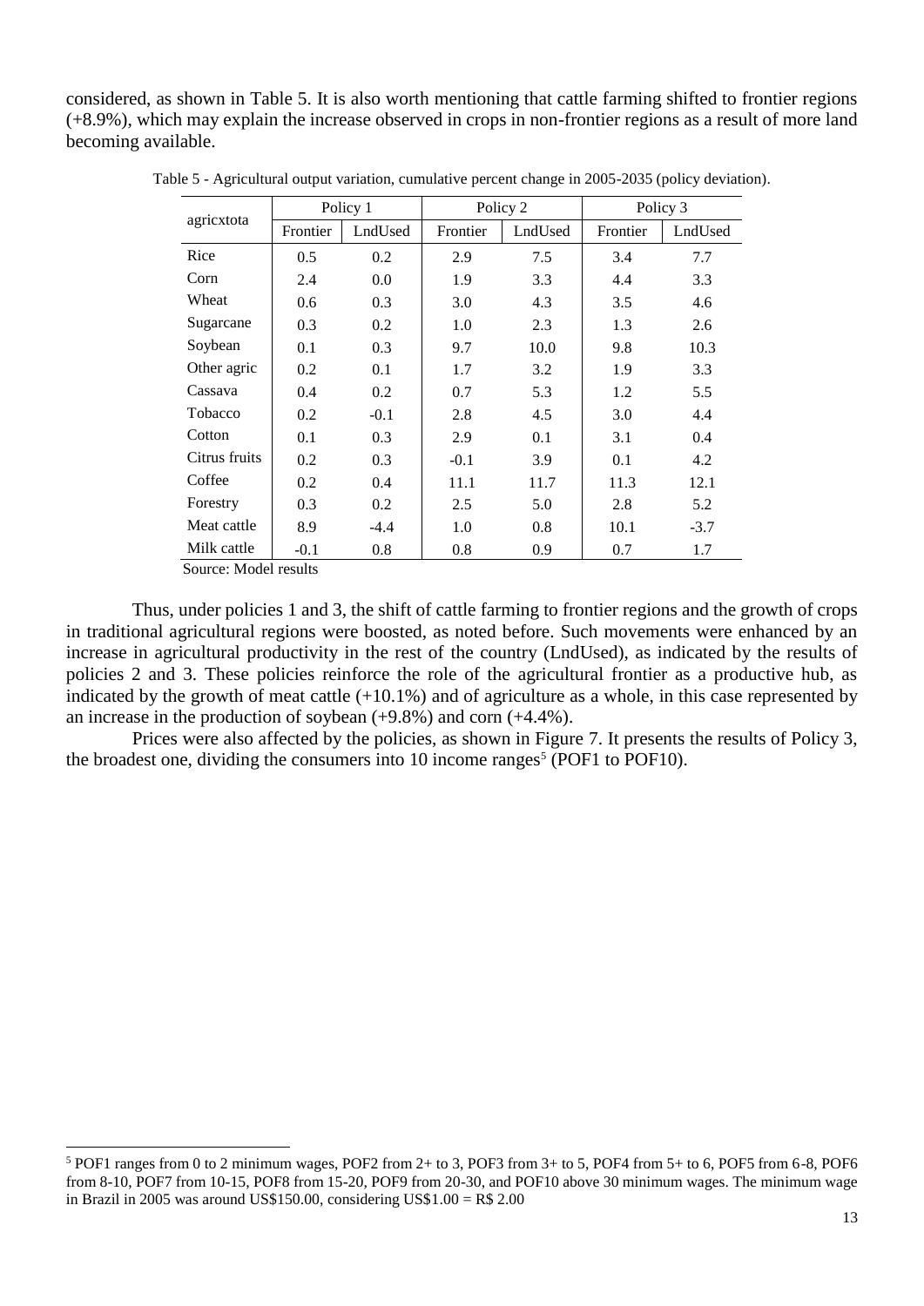considered, as shown in Table 5. It is also worth mentioning that cattle farming shifted to frontier regions (+8.9%), which may explain the increase observed in crops in non-frontier regions as a result of more land becoming available.

Table 5 - Agricultural output variation, cumulative percent change in 2005-2035 (policy deviation).

| agricxtota | Policy 1 | | Policy 2 | | Policy 3 | |
|---|---|---|---|---|---|---|
| | Frontier | LndUsed | Frontier | LndUsed | Frontier | LndUsed |
| Rice | 0.5 | 0.2 | 2.9 | 7.5 | 3.4 | 7.7 |
| Corn | 2.4 | 0.0 | 1.9 | 3.3 | 4.4 | 3.3 |
| Wheat | 0.6 | 0.3 | 3.0 | 4.3 | 3.5 | 4.6 |
| Sugarcane | 0.3 | 0.2 | 1.0 | 2.3 | 1.3 | 2.6 |
| Soybean | 0.1 | 0.3 | 9.7 | 10.0 | 9.8 | 10.3 |
| Other agric | 0.2 | 0.1 | 1.7 | 3.2 | 1.9 | 3.3 |
| Cassava | 0.4 | 0.2 | 0.7 | 5.3 | 1.2 | 5.5 |
| Tobacco | 0.2 | -0.1 | 2.8 | 4.5 | 3.0 | 4.4 |
| Cotton | 0.1 | 0.3 | 2.9 | 0.1 | 3.1 | 0.4 |
| Citrus fruits | 0.2 | 0.3 | -0.1 | 3.9 | 0.1 | 4.2 |
| Coffee | 0.2 | 0.4 | 11.1 | 11.7 | 11.3 | 12.1 |
| Forestry | 0.3 | 0.2 | 2.5 | 5.0 | 2.8 | 5.2 |
| Meat cattle | 8.9 | -4.4 | 1.0 | 0.8 | 10.1 | -3.7 |
| Milk cattle | -0.1 | 0.8 | 0.8 | 0.9 | 0.7 | 1.7 |

Source: Model results

Thus, under policies 1 and 3, the shift of cattle farming to frontier regions and the growth of crops in traditional agricultural regions were boosted, as noted before. Such movements were enhanced by an increase in agricultural productivity in the rest of the country (LndUsed), as indicated by the results of policies 2 and 3. These policies reinforce the role of the agricultural frontier as a productive hub, as indicated by the growth of meat cattle (+10.1%) and of agriculture as a whole, in this case represented by an increase in the production of soybean (+9.8%) and corn (+4.4%).

Prices were also affected by the policies, as shown in Figure 7. It presents the results of Policy 3, the broadest one, dividing the consumers into 10 income ranges[5] (POF1 to POF10).

[5] POF1 ranges from 0 to 2 minimum wages, POF2 from 2+ to 3, POF3 from 3+ to 5, POF4 from 5+ to 6, POF5 from 6-8, POF6 from 8-10, POF7 from 10-15, POF8 from 15-20, POF9 from 20-30, and POF10 above 30 minimum wages. The minimum wage in Brazil in 2005 was around US$150.00, considering US$1.00 = R$ 2.00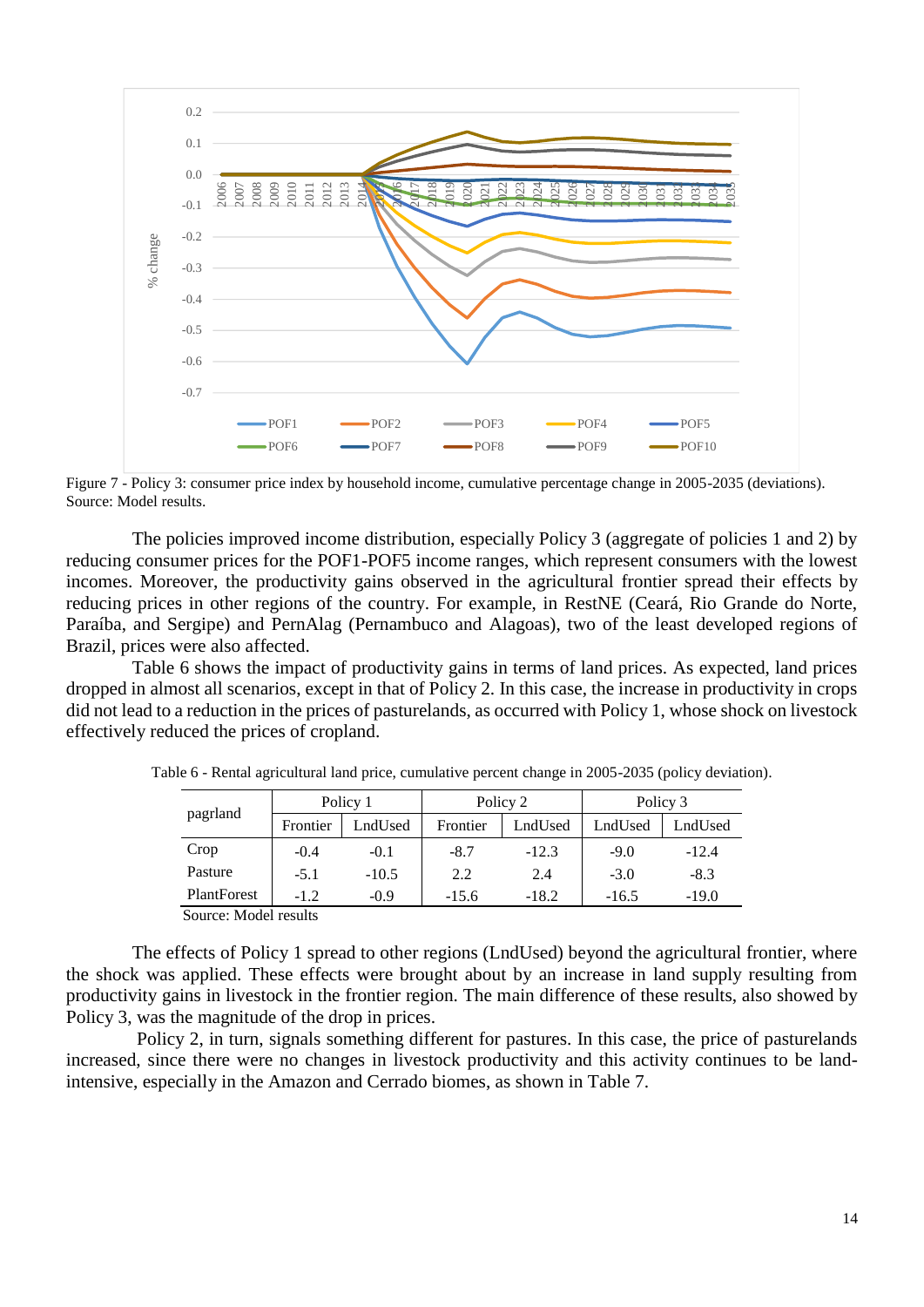Figure 7 - Policy 3: consumer price index by household income, cumulative percentage change in 2005-2035 (deviations). Source: Model results.

The policies improved income distribution, especially Policy 3 (aggregate of policies 1 and 2) by reducing consumer prices for the POF1-POF5 income ranges, which represent consumers with the lowest incomes. Moreover, the productivity gains observed in the agricultural frontier spread their effects by reducing prices in other regions of the country. For example, in RestNE (Ceará, Rio Grande do Norte, Paraíba, and Sergipe) and PernAlag (Pernambuco and Alagoas), two of the least developed regions of Brazil, prices were also affected.

Table 6 shows the impact of productivity gains in terms of land prices. As expected, land prices dropped in almost all scenarios, except in that of Policy 2. In this case, the increase in productivity in crops did not lead to a reduction in the prices of pasturelands, as occurred with Policy 1, whose shock on livestock effectively reduced the prices of cropland.

Table 6 - Rental agricultural land price, cumulative percent change in 2005-2035 (policy deviation).

| pagrland | Policy 1 | | Policy 2 | | Policy 3 | |
|---|---|---|---|---|---|---|
| | Frontier | LndUsed | Frontier | LndUsed | LndUsed | LndUsed |
| Crop | -0.4 | -0.1 | -8.7 | -12.3 | -9.0 | -12.4 |
| Pasture | -5.1 | -10.5 | 2.2 | 2.4 | -3.0 | -8.3 |
| PlantForest | -1.2 | -0.9 | -15.6 | -18.2 | -16.5 | -19.0 |

Source: Model results

The effects of Policy 1 spread to other regions (LndUsed) beyond the agricultural frontier, where the shock was applied. These effects were brought about by an increase in land supply resulting from productivity gains in livestock in the frontier region. The main difference of these results, also showed by Policy 3, was the magnitude of the drop in prices.

Policy 2, in turn, signals something different for pastures. In this case, the price of pasturelands increased, since there were no changes in livestock productivity and this activity continues to be land-intensive, especially in the Amazon and Cerrado biomes, as shown in Table 7.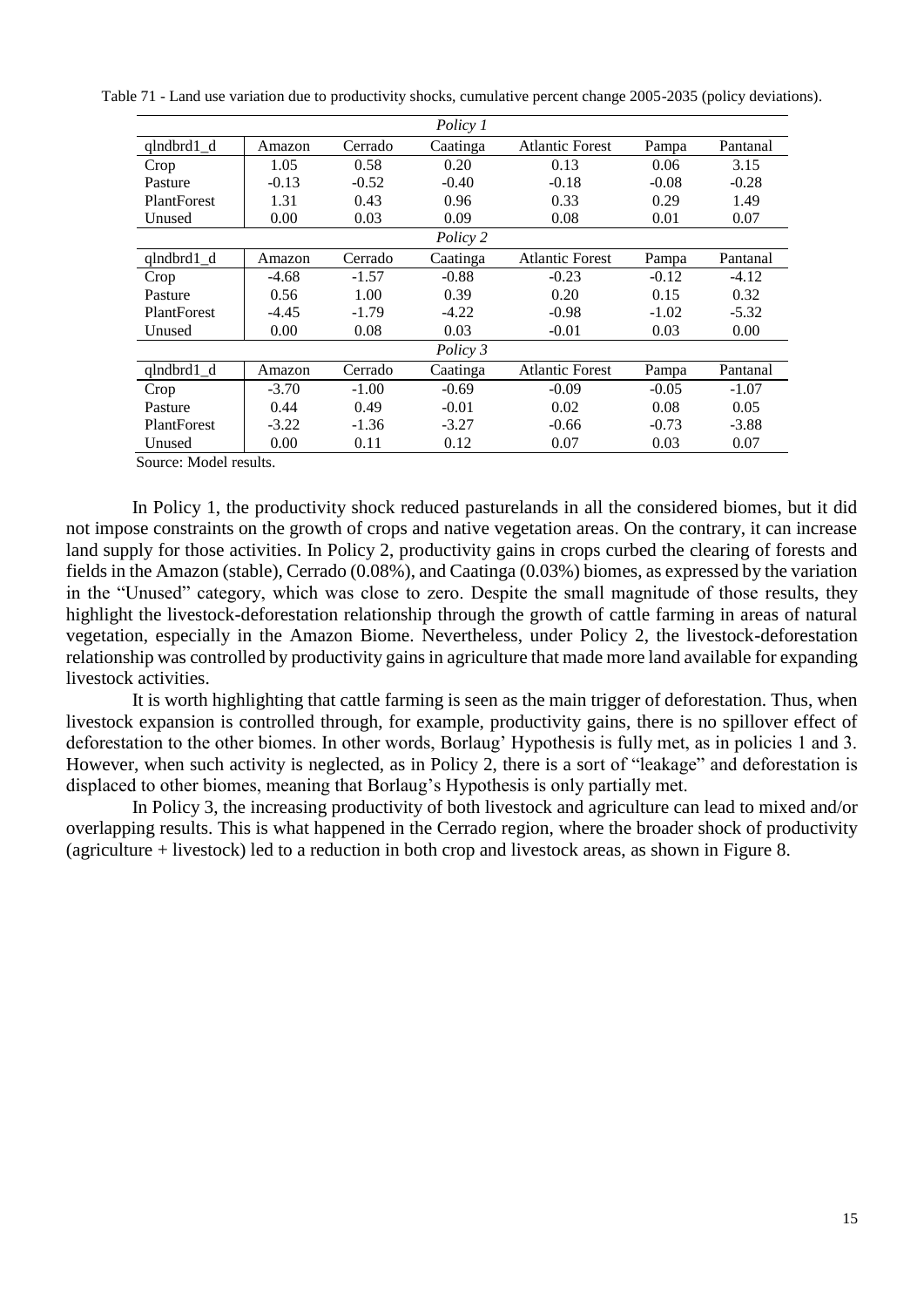Table 71 - Land use variation due to productivity shocks, cumulative percent change 2005-2035 (policy deviations).

| | | | *Policy 1* | | | |
|---|---|---|---|---|---|---|
| qlndbrd1_d | Amazon | Cerrado | Caatinga | Atlantic Forest | Pampa | Pantanal |
| Crop | 1.05 | 0.58 | 0.20 | 0.13 | 0.06 | 3.15 |
| Pasture | -0.13 | -0.52 | -0.40 | -0.18 | -0.08 | -0.28 |
| PlantForest | 1.31 | 0.43 | 0.96 | 0.33 | 0.29 | 1.49 |
| Unused | 0.00 | 0.03 | 0.09 | 0.08 | 0.01 | 0.07 |
| | | | *Policy 2* | | | |
| qlndbrd1_d | Amazon | Cerrado | Caatinga | Atlantic Forest | Pampa | Pantanal |
| Crop | -4.68 | -1.57 | -0.88 | -0.23 | -0.12 | -4.12 |
| Pasture | 0.56 | 1.00 | 0.39 | 0.20 | 0.15 | 0.32 |
| PlantForest | -4.45 | -1.79 | -4.22 | -0.98 | -1.02 | -5.32 |
| Unused | 0.00 | 0.08 | 0.03 | -0.01 | 0.03 | 0.00 |
| | | | *Policy 3* | | | |
| qlndbrd1_d | Amazon | Cerrado | Caatinga | Atlantic Forest | Pampa | Pantanal |
| Crop | -3.70 | -1.00 | -0.69 | -0.09 | -0.05 | -1.07 |
| Pasture | 0.44 | 0.49 | -0.01 | 0.02 | 0.08 | 0.05 |
| PlantForest | -3.22 | -1.36 | -3.27 | -0.66 | -0.73 | -3.88 |
| Unused | 0.00 | 0.11 | 0.12 | 0.07 | 0.03 | 0.07 |

Source: Model results.

In Policy 1, the productivity shock reduced pasturelands in all the considered biomes, but it did not impose constraints on the growth of crops and native vegetation areas. On the contrary, it can increase land supply for those activities. In Policy 2, productivity gains in crops curbed the clearing of forests and fields in the Amazon (stable), Cerrado (0.08%), and Caatinga (0.03%) biomes, as expressed by the variation in the "Unused" category, which was close to zero. Despite the small magnitude of those results, they highlight the livestock-deforestation relationship through the growth of cattle farming in areas of natural vegetation, especially in the Amazon Biome. Nevertheless, under Policy 2, the livestock-deforestation relationship was controlled by productivity gains in agriculture that made more land available for expanding livestock activities.

It is worth highlighting that cattle farming is seen as the main trigger of deforestation. Thus, when livestock expansion is controlled through, for example, productivity gains, there is no spillover effect of deforestation to the other biomes. In other words, Borlaug' Hypothesis is fully met, as in policies 1 and 3. However, when such activity is neglected, as in Policy 2, there is a sort of "leakage" and deforestation is displaced to other biomes, meaning that Borlaug's Hypothesis is only partially met.

In Policy 3, the increasing productivity of both livestock and agriculture can lead to mixed and/or overlapping results. This is what happened in the Cerrado region, where the broader shock of productivity (agriculture + livestock) led to a reduction in both crop and livestock areas, as shown in Figure 8.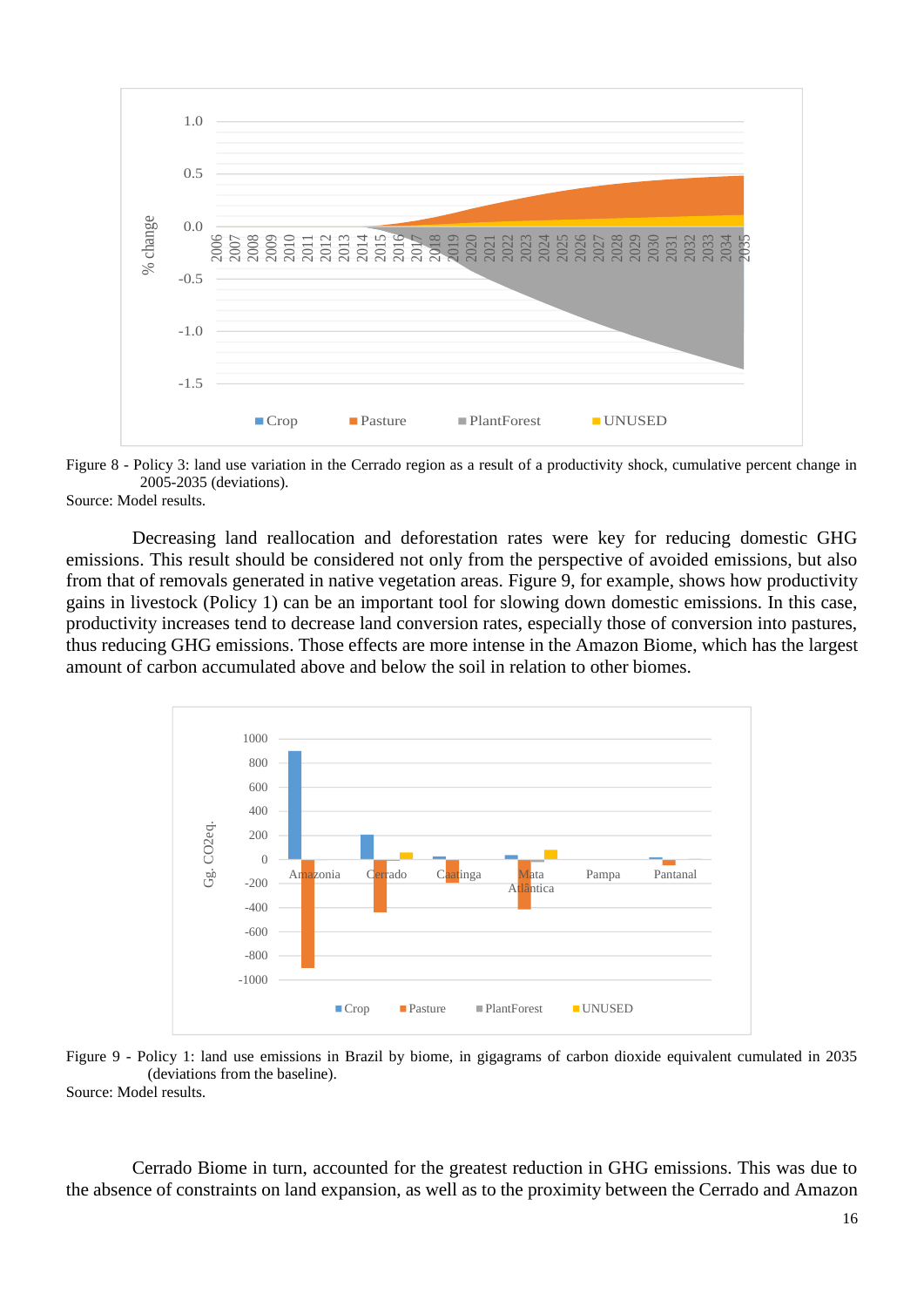Figure 8 - Policy 3: land use variation in the Cerrado region as a result of a productivity shock, cumulative percent change in 2005-2035 (deviations).

Source: Model results.

Decreasing land reallocation and deforestation rates were key for reducing domestic GHG emissions. This result should be considered not only from the perspective of avoided emissions, but also from that of removals generated in native vegetation areas. Figure 9, for example, shows how productivity gains in livestock (Policy 1) can be an important tool for slowing down domestic emissions. In this case, productivity increases tend to decrease land conversion rates, especially those of conversion into pastures, thus reducing GHG emissions. Those effects are more intense in the Amazon Biome, which has the largest amount of carbon accumulated above and below the soil in relation to other biomes.

Figure 9 - Policy 1: land use emissions in Brazil by biome, in gigagrams of carbon dioxide equivalent cumulated in 2035 (deviations from the baseline).

Source: Model results.

Cerrado Biome in turn, accounted for the greatest reduction in GHG emissions. This was due to the absence of constraints on land expansion, as well as to the proximity between the Cerrado and Amazon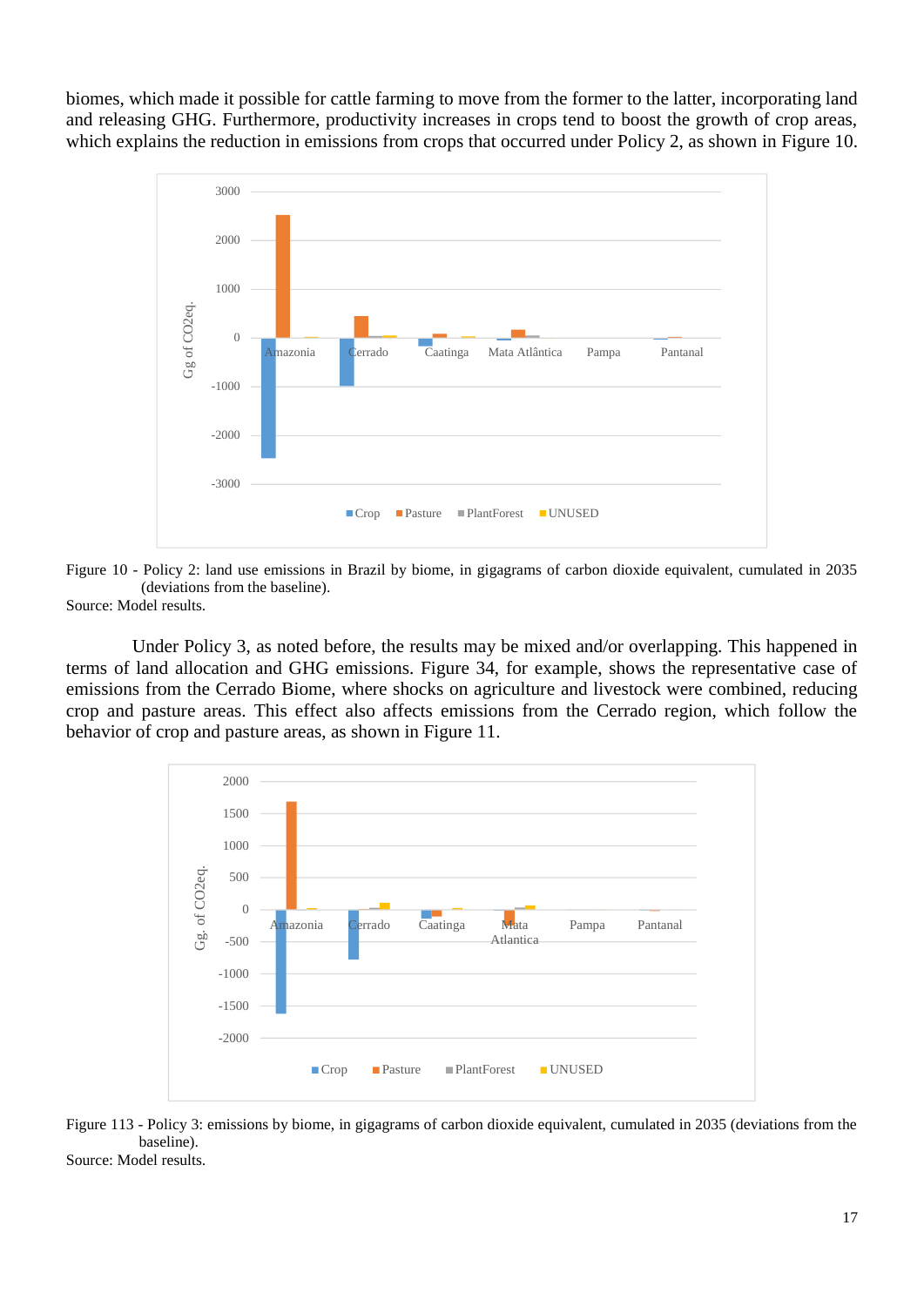biomes, which made it possible for cattle farming to move from the former to the latter, incorporating land and releasing GHG. Furthermore, productivity increases in crops tend to boost the growth of crop areas, which explains the reduction in emissions from crops that occurred under Policy 2, as shown in Figure 10.

Figure 10 - Policy 2: land use emissions in Brazil by biome, in gigagrams of carbon dioxide equivalent, cumulated in 2035 (deviations from the baseline).
Source: Model results.

Under Policy 3, as noted before, the results may be mixed and/or overlapping. This happened in terms of land allocation and GHG emissions. Figure 34, for example, shows the representative case of emissions from the Cerrado Biome, where shocks on agriculture and livestock were combined, reducing crop and pasture areas. This effect also affects emissions from the Cerrado region, which follow the behavior of crop and pasture areas, as shown in Figure 11.

Figure 113 - Policy 3: emissions by biome, in gigagrams of carbon dioxide equivalent, cumulated in 2035 (deviations from the baseline).
Source: Model results.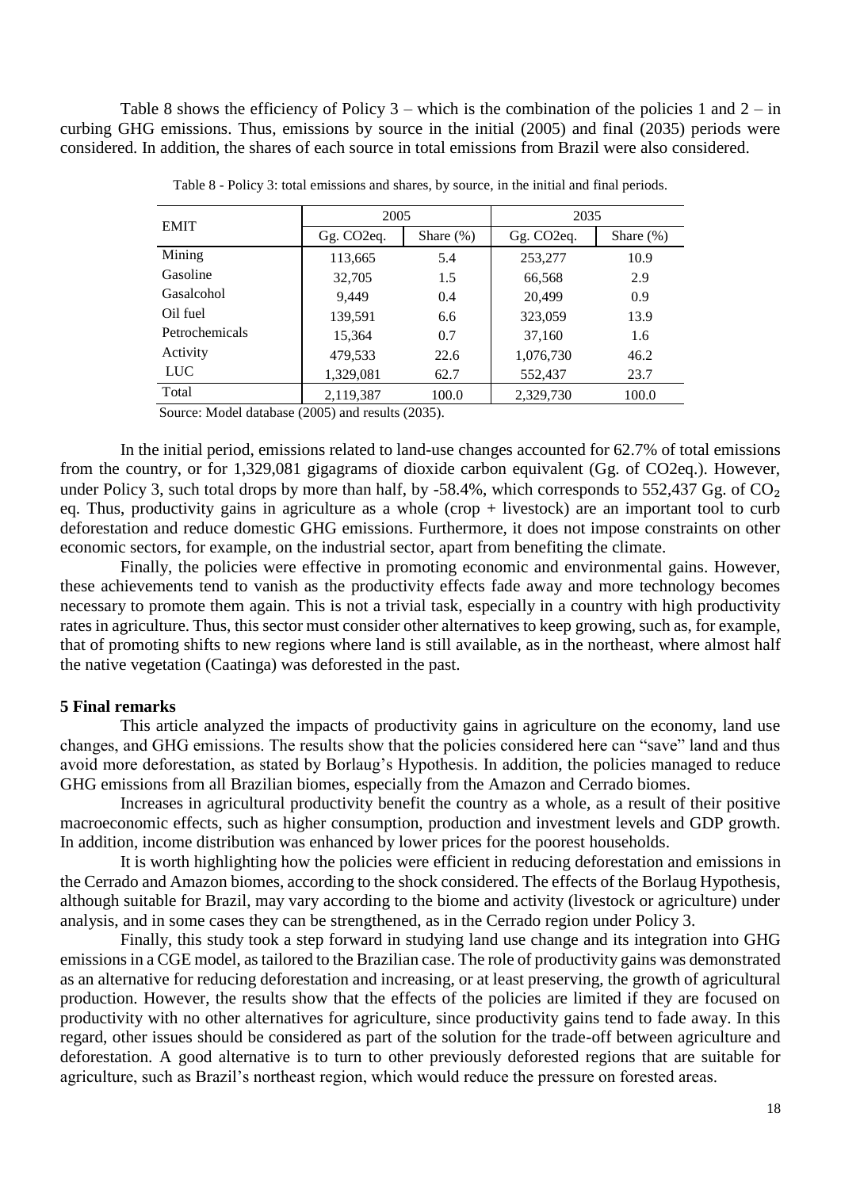Table 8 shows the efficiency of Policy 3 – which is the combination of the policies 1 and 2 – in curbing GHG emissions. Thus, emissions by source in the initial (2005) and final (2035) periods were considered. In addition, the shares of each source in total emissions from Brazil were also considered.

Table 8 - Policy 3: total emissions and shares, by source, in the initial and final periods.

| EMIT | 2005 | | 2035 | |
|---|---|---|---|---|
| | Gg. CO2eq. | Share (%) | Gg. CO2eq. | Share (%) |
| Mining | 113,665 | 5.4 | 253,277 | 10.9 |
| Gasoline | 32,705 | 1.5 | 66,568 | 2.9 |
| Gasalcohol | 9,449 | 0.4 | 20,499 | 0.9 |
| Oil fuel | 139,591 | 6.6 | 323,059 | 13.9 |
| Petrochemicals | 15,364 | 0.7 | 37,160 | 1.6 |
| Activity | 479,533 | 22.6 | 1,076,730 | 46.2 |
| LUC | 1,329,081 | 62.7 | 552,437 | 23.7 |
| Total | 2,119,387 | 100.0 | 2,329,730 | 100.0 |

Source: Model database (2005) and results (2035).

In the initial period, emissions related to land-use changes accounted for 62.7% of total emissions from the country, or for 1,329,081 gigagrams of dioxide carbon equivalent (Gg. of CO2eq.). However, under Policy 3, such total drops by more than half, by -58.4%, which corresponds to 552,437 Gg. of $CO_2$ eq. Thus, productivity gains in agriculture as a whole (crop + livestock) are an important tool to curb deforestation and reduce domestic GHG emissions. Furthermore, it does not impose constraints on other economic sectors, for example, on the industrial sector, apart from benefiting the climate.

Finally, the policies were effective in promoting economic and environmental gains. However, these achievements tend to vanish as the productivity effects fade away and more technology becomes necessary to promote them again. This is not a trivial task, especially in a country with high productivity rates in agriculture. Thus, this sector must consider other alternatives to keep growing, such as, for example, that of promoting shifts to new regions where land is still available, as in the northeast, where almost half the native vegetation (Caatinga) was deforested in the past.

**5 Final remarks**

This article analyzed the impacts of productivity gains in agriculture on the economy, land use changes, and GHG emissions. The results show that the policies considered here can "save" land and thus avoid more deforestation, as stated by Borlaug's Hypothesis. In addition, the policies managed to reduce GHG emissions from all Brazilian biomes, especially from the Amazon and Cerrado biomes.

Increases in agricultural productivity benefit the country as a whole, as a result of their positive macroeconomic effects, such as higher consumption, production and investment levels and GDP growth. In addition, income distribution was enhanced by lower prices for the poorest households.

It is worth highlighting how the policies were efficient in reducing deforestation and emissions in the Cerrado and Amazon biomes, according to the shock considered. The effects of the Borlaug Hypothesis, although suitable for Brazil, may vary according to the biome and activity (livestock or agriculture) under analysis, and in some cases they can be strengthened, as in the Cerrado region under Policy 3.

Finally, this study took a step forward in studying land use change and its integration into GHG emissions in a CGE model, as tailored to the Brazilian case. The role of productivity gains was demonstrated as an alternative for reducing deforestation and increasing, or at least preserving, the growth of agricultural production. However, the results show that the effects of the policies are limited if they are focused on productivity with no other alternatives for agriculture, since productivity gains tend to fade away. In this regard, other issues should be considered as part of the solution for the trade-off between agriculture and deforestation. A good alternative is to turn to other previously deforested regions that are suitable for agriculture, such as Brazil's northeast region, which would reduce the pressure on forested areas.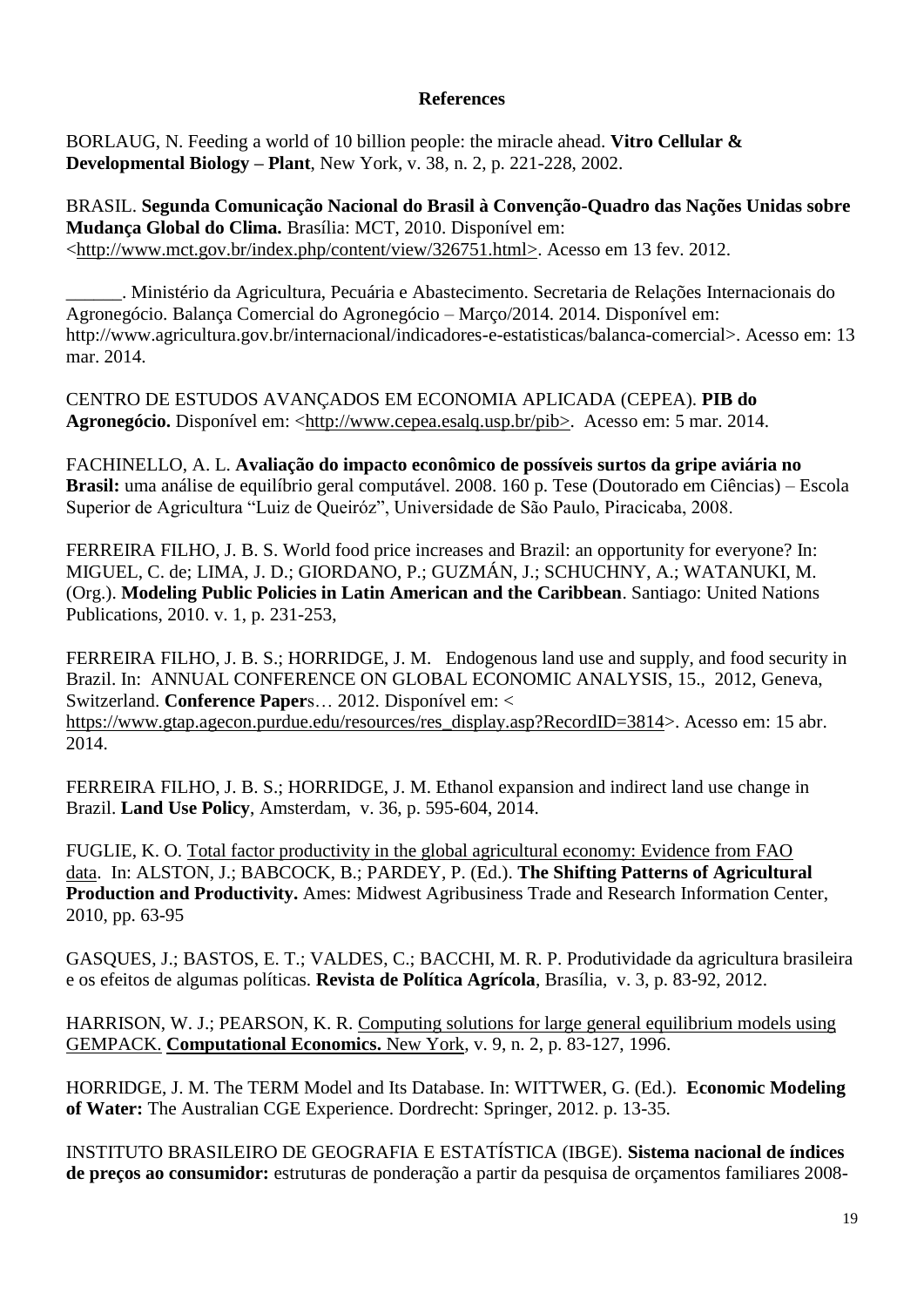## References

BORLAUG, N. Feeding a world of 10 billion people: the miracle ahead. **Vitro Cellular & Developmental Biology – Plant**, New York, v. 38, n. 2, p. 221-228, 2002.

BRASIL. **Segunda Comunicação Nacional do Brasil à Convenção-Quadro das Nações Unidas sobre Mudança Global do Clima.** Brasília: MCT, 2010. Disponível em: <http://www.mct.gov.br/index.php/content/view/326751.html>. Acesso em 13 fev. 2012.

______. Ministério da Agricultura, Pecuária e Abastecimento. Secretaria de Relações Internacionais do Agronegócio. Balança Comercial do Agronegócio – Março/2014. 2014. Disponível em: http://www.agricultura.gov.br/internacional/indicadores-e-estatisticas/balanca-comercial>. Acesso em: 13 mar. 2014.

CENTRO DE ESTUDOS AVANÇADOS EM ECONOMIA APLICADA (CEPEA). **PIB do Agronegócio.** Disponível em: <http://www.cepea.esalq.usp.br/pib>. Acesso em: 5 mar. 2014.

FACHINELLO, A. L. **Avaliação do impacto econômico de possíveis surtos da gripe aviária no Brasil:** uma análise de equilíbrio geral computável. 2008. 160 p. Tese (Doutorado em Ciências) – Escola Superior de Agricultura "Luiz de Queiróz", Universidade de São Paulo, Piracicaba, 2008.

FERREIRA FILHO, J. B. S. World food price increases and Brazil: an opportunity for everyone? In: MIGUEL, C. de; LIMA, J. D.; GIORDANO, P.; GUZMÁN, J.; SCHUCHNY, A.; WATANUKI, M. (Org.). **Modeling Public Policies in Latin American and the Caribbean**. Santiago: United Nations Publications, 2010. v. 1, p. 231-253,

FERREIRA FILHO, J. B. S.; HORRIDGE, J. M. Endogenous land use and supply, and food security in Brazil. In: ANNUAL CONFERENCE ON GLOBAL ECONOMIC ANALYSIS, 15., 2012, Geneva, Switzerland. **Conference Paper**s… 2012. Disponível em: < https://www.gtap.agecon.purdue.edu/resources/res_display.asp?RecordID=3814>. Acesso em: 15 abr. 2014.

FERREIRA FILHO, J. B. S.; HORRIDGE, J. M. Ethanol expansion and indirect land use change in Brazil. **Land Use Policy**, Amsterdam, v. 36, p. 595-604, 2014.

FUGLIE, K. O. Total factor productivity in the global agricultural economy: Evidence from FAO data. In: ALSTON, J.; BABCOCK, B.; PARDEY, P. (Ed.). **The Shifting Patterns of Agricultural Production and Productivity.** Ames: Midwest Agribusiness Trade and Research Information Center, 2010, pp. 63-95

GASQUES, J.; BASTOS, E. T.; VALDES, C.; BACCHI, M. R. P. Produtividade da agricultura brasileira e os efeitos de algumas políticas. **Revista de Política Agrícola**, Brasília, v. 3, p. 83-92, 2012.

HARRISON, W. J.; PEARSON, K. R. Computing solutions for large general equilibrium models using GEMPACK. **Computational Economics.** New York, v. 9, n. 2, p. 83-127, 1996.

HORRIDGE, J. M. The TERM Model and Its Database. In: WITTWER, G. (Ed.). **Economic Modeling of Water:** The Australian CGE Experience. Dordrecht: Springer, 2012. p. 13-35.

INSTITUTO BRASILEIRO DE GEOGRAFIA E ESTATÍSTICA (IBGE). **Sistema nacional de índices de preços ao consumidor:** estruturas de ponderação a partir da pesquisa de orçamentos familiares 2008-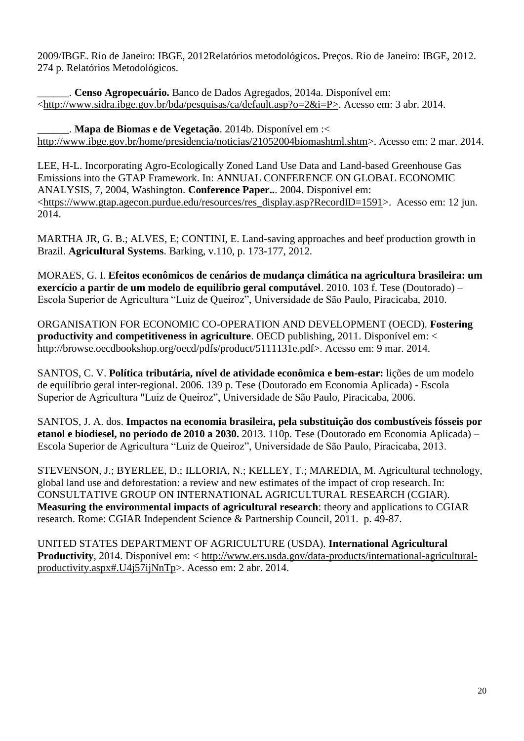2009/IBGE. Rio de Janeiro: IBGE, 2012Relatórios metodológicos**.** Preços. Rio de Janeiro: IBGE, 2012. 274 p. Relatórios Metodológicos.

______. **Censo Agropecuário.** Banco de Dados Agregados, 2014a. Disponível em: <http://www.sidra.ibge.gov.br/bda/pesquisas/ca/default.asp?o=2&i=P>. Acesso em: 3 abr. 2014.

______. **Mapa de Biomas e de Vegetação**. 2014b. Disponível em :< http://www.ibge.gov.br/home/presidencia/noticias/21052004biomashtml.shtm>. Acesso em: 2 mar. 2014.

LEE, H-L. Incorporating Agro-Ecologically Zoned Land Use Data and Land-based Greenhouse Gas Emissions into the GTAP Framework. In: ANNUAL CONFERENCE ON GLOBAL ECONOMIC ANALYSIS, 7, 2004, Washington. **Conference Paper..**. 2004. Disponível em: <https://www.gtap.agecon.purdue.edu/resources/res_display.asp?RecordID=1591>. Acesso em: 12 jun. 2014.

MARTHA JR, G. B.; ALVES, E; CONTINI, E. Land-saving approaches and beef production growth in Brazil. **Agricultural Systems**. Barking, v.110, p. 173-177, 2012.

MORAES, G. I. **Efeitos econômicos de cenários de mudança climática na agricultura brasileira: um exercício a partir de um modelo de equilíbrio geral computável**. 2010. 103 f. Tese (Doutorado) – Escola Superior de Agricultura "Luiz de Queiroz", Universidade de São Paulo, Piracicaba, 2010.

ORGANISATION FOR ECONOMIC CO-OPERATION AND DEVELOPMENT (OECD). **Fostering productivity and competitiveness in agriculture**. OECD publishing, 2011. Disponível em: < http://browse.oecdbookshop.org/oecd/pdfs/product/5111131e.pdf>. Acesso em: 9 mar. 2014.

SANTOS, C. V. **Política tributária, nível de atividade econômica e bem-estar:** lições de um modelo de equilíbrio geral inter-regional. 2006. 139 p. Tese (Doutorado em Economia Aplicada) - Escola Superior de Agricultura "Luiz de Queiroz", Universidade de São Paulo, Piracicaba, 2006.

SANTOS, J. A. dos. **Impactos na economia brasileira, pela substituição dos combustíveis fósseis por etanol e biodiesel, no período de 2010 a 2030.** 2013. 110p. Tese (Doutorado em Economia Aplicada) – Escola Superior de Agricultura "Luiz de Queiroz", Universidade de São Paulo, Piracicaba, 2013.

STEVENSON, J.; BYERLEE, D.; ILLORIA, N.; KELLEY, T.; MAREDIA, M. Agricultural technology, global land use and deforestation: a review and new estimates of the impact of crop research. In: CONSULTATIVE GROUP ON INTERNATIONAL AGRICULTURAL RESEARCH (CGIAR). **Measuring the environmental impacts of agricultural research**: theory and applications to CGIAR research. Rome: CGIAR Independent Science & Partnership Council, 2011. p. 49-87.

UNITED STATES DEPARTMENT OF AGRICULTURE (USDA). **International Agricultural Productivity**, 2014. Disponível em: < http://www.ers.usda.gov/data-products/international-agricultural-productivity.aspx#.U4j57ijNnTp>. Acesso em: 2 abr. 2014.